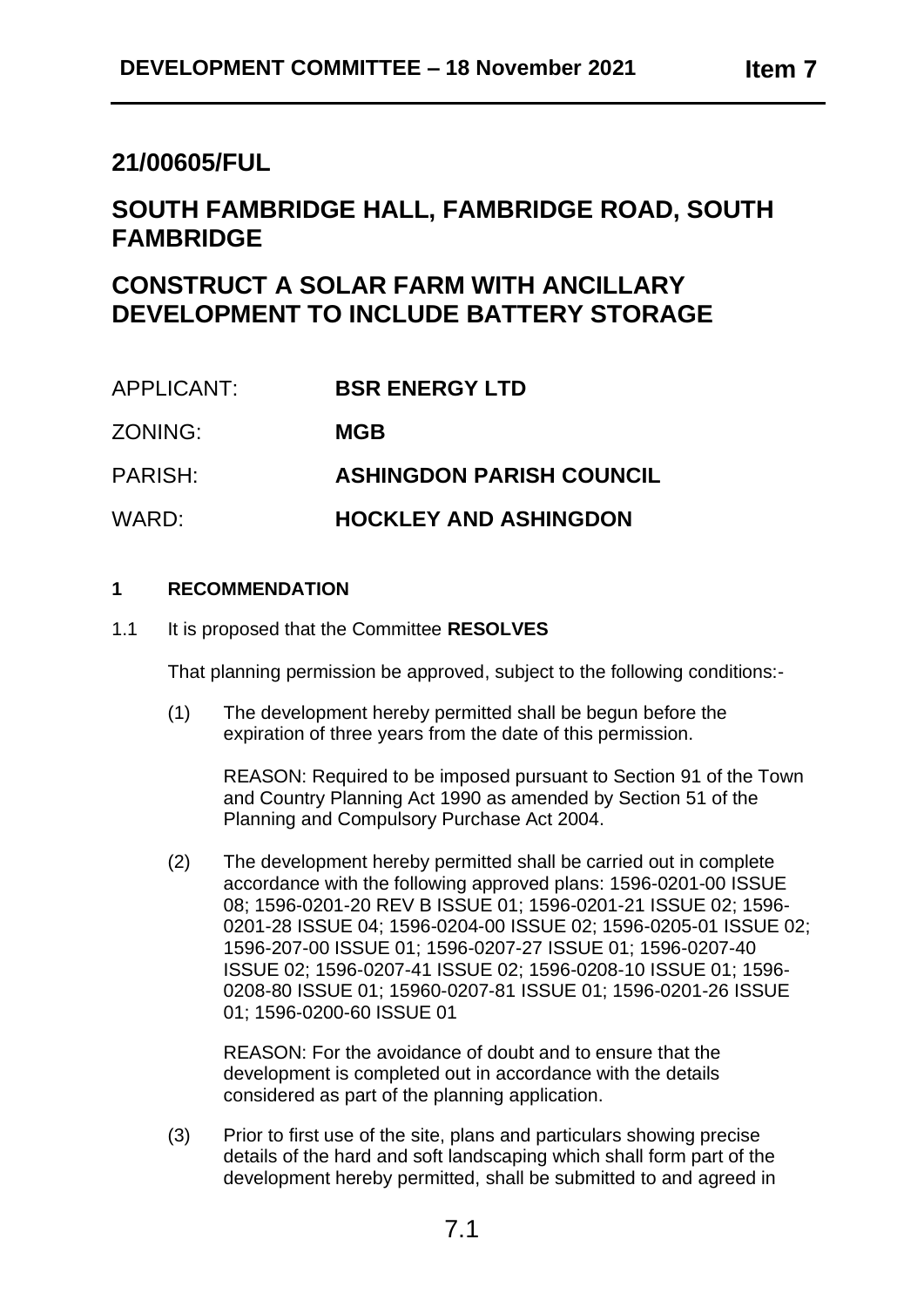# 21/00605/FUL

# SOUTH FAMBRIDGE HALL, FAMBRIDGE ROAD, SOUTH FAMBRIDGE

# CONSTRUCT A SOLAR FARM WITH ANCILLARY DEVELOPMENT TO INCLUDE BATTERY STORAGE

APPLICANT: **BSR ENERGY LTD**

ZONING: **MGB**

PARISH: **ASHINGDON PARISH COUNCIL**

WARD: **HOCKLEY AND ASHINGDON**

## 1 RECOMMENDATION

1.1 It is proposed that the Committee **RESOLVES**

That planning permission be approved, subject to the following conditions:-

(1) The development hereby permitted shall be begun before the expiration of three years from the date of this permission.

REASON: Required to be imposed pursuant to Section 91 of the Town and Country Planning Act 1990 as amended by Section 51 of the Planning and Compulsory Purchase Act 2004.

(2) The development hereby permitted shall be carried out in complete accordance with the following approved plans: 1596-0201-00 ISSUE 08; 1596-0201-20 REV B ISSUE 01; 1596-0201-21 ISSUE 02; 1596-0201-28 ISSUE 04; 1596-0204-00 ISSUE 02; 1596-0205-01 ISSUE 02; 1596-207-00 ISSUE 01; 1596-0207-27 ISSUE 01; 1596-0207-40 ISSUE 02; 1596-0207-41 ISSUE 02; 1596-0208-10 ISSUE 01; 1596-0208-80 ISSUE 01; 15960-0207-81 ISSUE 01; 1596-0201-26 ISSUE 01; 1596-0200-60 ISSUE 01

REASON: For the avoidance of doubt and to ensure that the development is completed out in accordance with the details considered as part of the planning application.

(3) Prior to first use of the site, plans and particulars showing precise details of the hard and soft landscaping which shall form part of the development hereby permitted, shall be submitted to and agreed in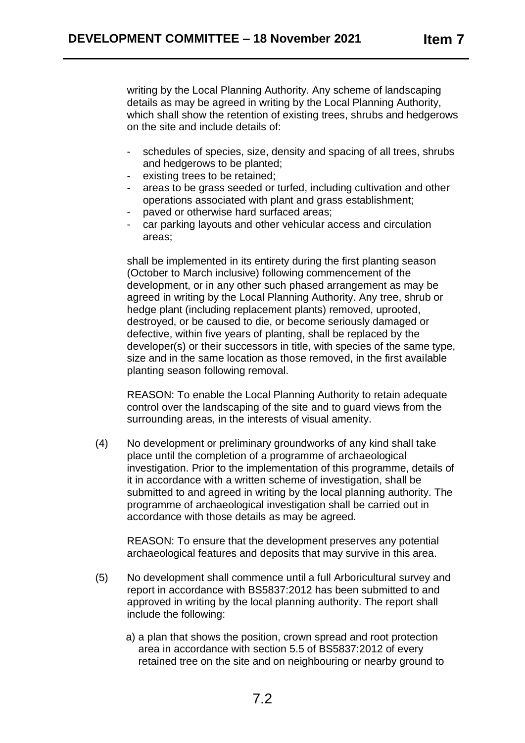writing by the Local Planning Authority. Any scheme of landscaping details as may be agreed in writing by the Local Planning Authority, which shall show the retention of existing trees, shrubs and hedgerows on the site and include details of:

- schedules of species, size, density and spacing of all trees, shrubs and hedgerows to be planted;
- existing trees to be retained;
- areas to be grass seeded or turfed, including cultivation and other operations associated with plant and grass establishment;
- paved or otherwise hard surfaced areas;
- car parking layouts and other vehicular access and circulation areas;

shall be implemented in its entirety during the first planting season (October to March inclusive) following commencement of the development, or in any other such phased arrangement as may be agreed in writing by the Local Planning Authority. Any tree, shrub or hedge plant (including replacement plants) removed, uprooted, destroyed, or be caused to die, or become seriously damaged or defective, within five years of planting, shall be replaced by the developer(s) or their successors in title, with species of the same type, size and in the same location as those removed, in the first available planting season following removal.

REASON: To enable the Local Planning Authority to retain adequate control over the landscaping of the site and to guard views from the surrounding areas, in the interests of visual amenity.

(4) No development or preliminary groundworks of any kind shall take place until the completion of a programme of archaeological investigation. Prior to the implementation of this programme, details of it in accordance with a written scheme of investigation, shall be submitted to and agreed in writing by the local planning authority. The programme of archaeological investigation shall be carried out in accordance with those details as may be agreed.

REASON: To ensure that the development preserves any potential archaeological features and deposits that may survive in this area.

(5) No development shall commence until a full Arboricultural survey and report in accordance with BS5837:2012 has been submitted to and approved in writing by the local planning authority. The report shall include the following:

a) a plan that shows the position, crown spread and root protection area in accordance with section 5.5 of BS5837:2012 of every retained tree on the site and on neighbouring or nearby ground to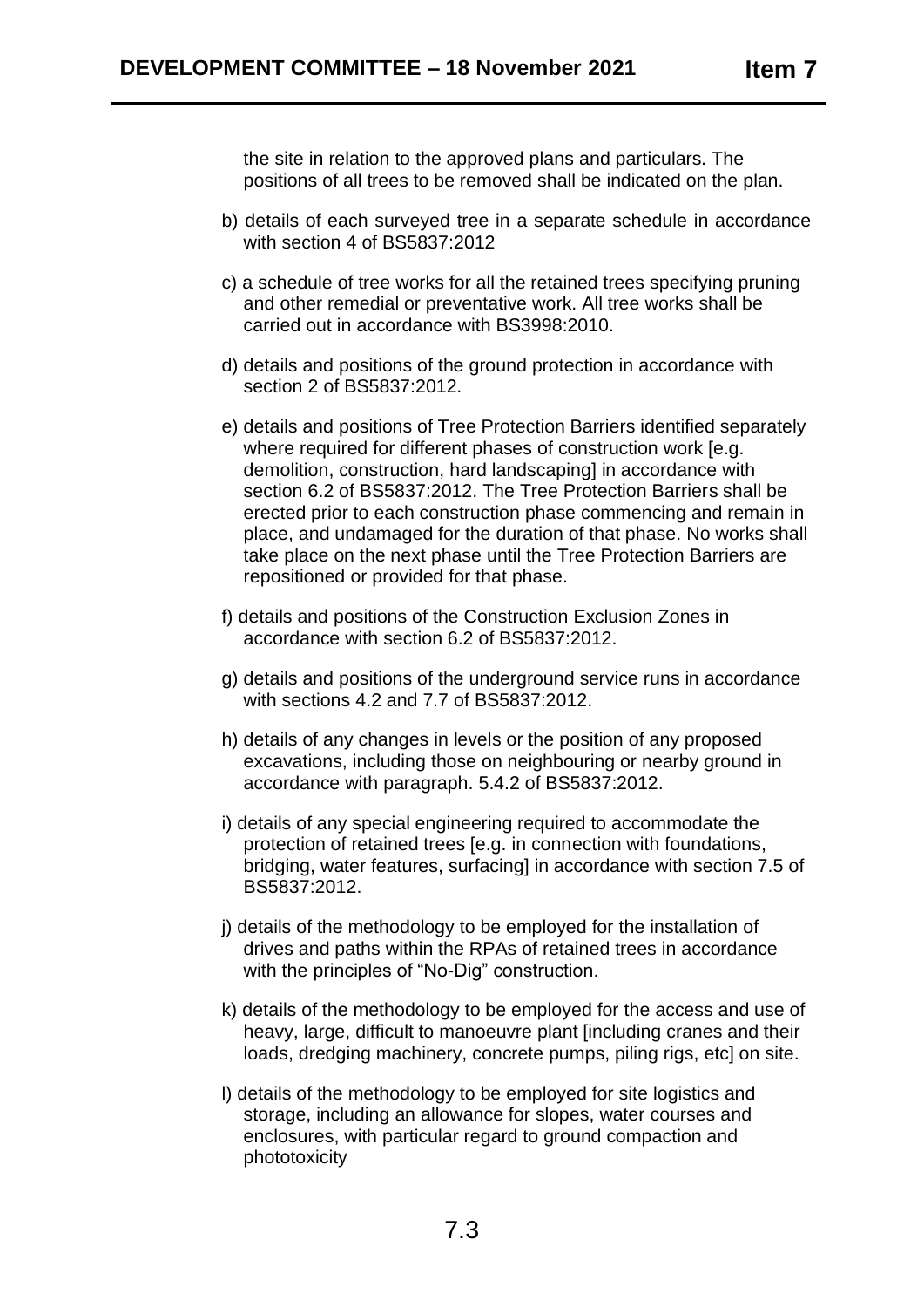the site in relation to the approved plans and particulars. The positions of all trees to be removed shall be indicated on the plan.

b) details of each surveyed tree in a separate schedule in accordance with section 4 of BS5837:2012

c) a schedule of tree works for all the retained trees specifying pruning and other remedial or preventative work. All tree works shall be carried out in accordance with BS3998:2010.

d) details and positions of the ground protection in accordance with section 2 of BS5837:2012.

e) details and positions of Tree Protection Barriers identified separately where required for different phases of construction work [e.g. demolition, construction, hard landscaping] in accordance with section 6.2 of BS5837:2012. The Tree Protection Barriers shall be erected prior to each construction phase commencing and remain in place, and undamaged for the duration of that phase. No works shall take place on the next phase until the Tree Protection Barriers are repositioned or provided for that phase.

f) details and positions of the Construction Exclusion Zones in accordance with section 6.2 of BS5837:2012.

g) details and positions of the underground service runs in accordance with sections 4.2 and 7.7 of BS5837:2012.

h) details of any changes in levels or the position of any proposed excavations, including those on neighbouring or nearby ground in accordance with paragraph. 5.4.2 of BS5837:2012.

i) details of any special engineering required to accommodate the protection of retained trees [e.g. in connection with foundations, bridging, water features, surfacing] in accordance with section 7.5 of BS5837:2012.

j) details of the methodology to be employed for the installation of drives and paths within the RPAs of retained trees in accordance with the principles of "No-Dig" construction.

k) details of the methodology to be employed for the access and use of heavy, large, difficult to manoeuvre plant [including cranes and their loads, dredging machinery, concrete pumps, piling rigs, etc] on site.

l) details of the methodology to be employed for site logistics and storage, including an allowance for slopes, water courses and enclosures, with particular regard to ground compaction and phototoxicity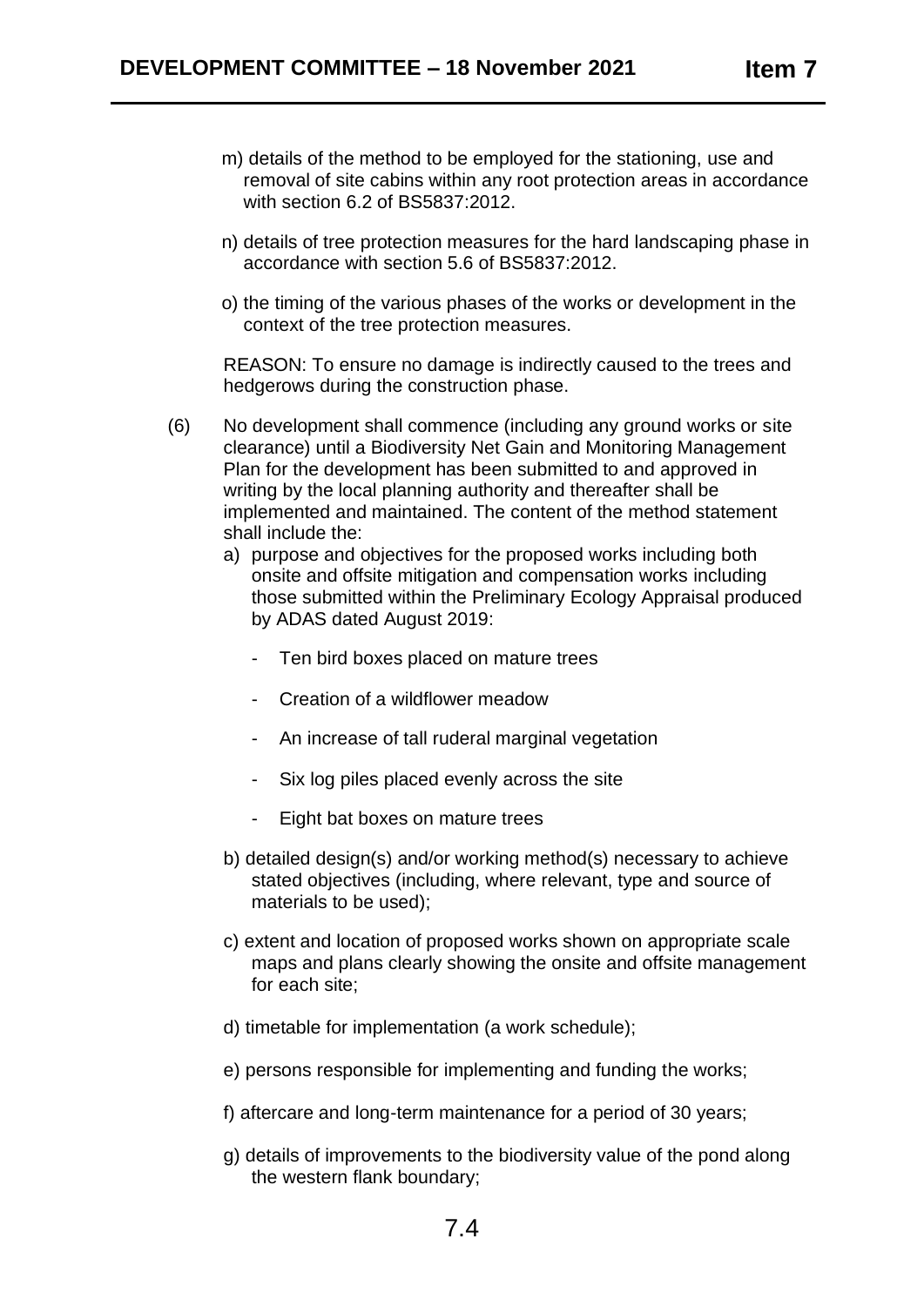m) details of the method to be employed for the stationing, use and removal of site cabins within any root protection areas in accordance with section 6.2 of BS5837:2012.

n) details of tree protection measures for the hard landscaping phase in accordance with section 5.6 of BS5837:2012.

o) the timing of the various phases of the works or development in the context of the tree protection measures.

REASON: To ensure no damage is indirectly caused to the trees and hedgerows during the construction phase.

(6) No development shall commence (including any ground works or site clearance) until a Biodiversity Net Gain and Monitoring Management Plan for the development has been submitted to and approved in writing by the local planning authority and thereafter shall be implemented and maintained. The content of the method statement shall include the:

a) purpose and objectives for the proposed works including both onsite and offsite mitigation and compensation works including those submitted within the Preliminary Ecology Appraisal produced by ADAS dated August 2019:

- Ten bird boxes placed on mature trees
- Creation of a wildflower meadow
- An increase of tall ruderal marginal vegetation
- Six log piles placed evenly across the site
- Eight bat boxes on mature trees

b) detailed design(s) and/or working method(s) necessary to achieve stated objectives (including, where relevant, type and source of materials to be used);

c) extent and location of proposed works shown on appropriate scale maps and plans clearly showing the onsite and offsite management for each site;

d) timetable for implementation (a work schedule);

e) persons responsible for implementing and funding the works;

f) aftercare and long-term maintenance for a period of 30 years;

g) details of improvements to the biodiversity value of the pond along the western flank boundary;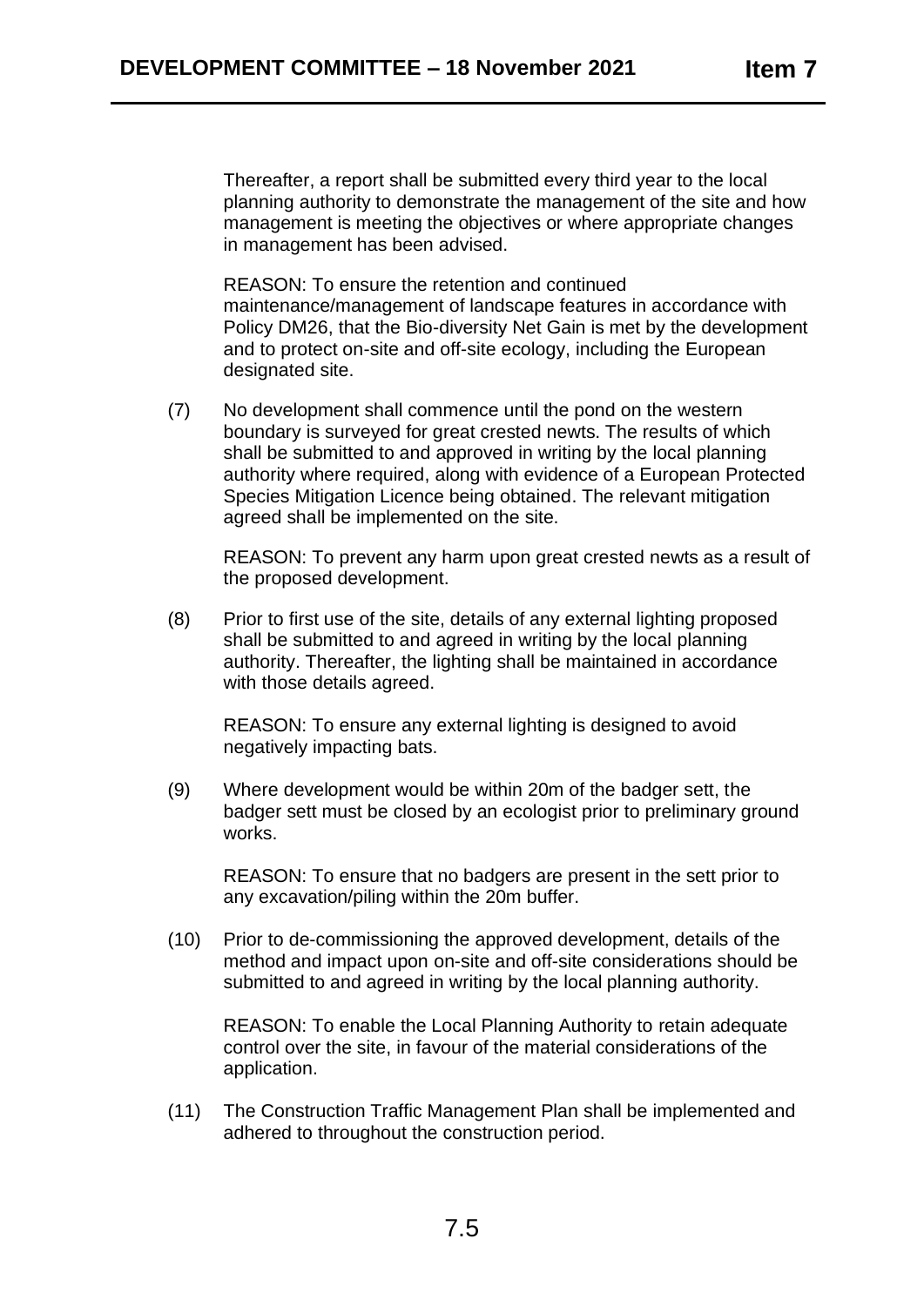Thereafter, a report shall be submitted every third year to the local planning authority to demonstrate the management of the site and how management is meeting the objectives or where appropriate changes in management has been advised.

REASON: To ensure the retention and continued maintenance/management of landscape features in accordance with Policy DM26, that the Bio-diversity Net Gain is met by the development and to protect on-site and off-site ecology, including the European designated site.

(7) No development shall commence until the pond on the western boundary is surveyed for great crested newts. The results of which shall be submitted to and approved in writing by the local planning authority where required, along with evidence of a European Protected Species Mitigation Licence being obtained. The relevant mitigation agreed shall be implemented on the site.

REASON: To prevent any harm upon great crested newts as a result of the proposed development.

(8) Prior to first use of the site, details of any external lighting proposed shall be submitted to and agreed in writing by the local planning authority. Thereafter, the lighting shall be maintained in accordance with those details agreed.

REASON: To ensure any external lighting is designed to avoid negatively impacting bats.

(9) Where development would be within 20m of the badger sett, the badger sett must be closed by an ecologist prior to preliminary ground works.

REASON: To ensure that no badgers are present in the sett prior to any excavation/piling within the 20m buffer.

(10) Prior to de-commissioning the approved development, details of the method and impact upon on-site and off-site considerations should be submitted to and agreed in writing by the local planning authority.

REASON: To enable the Local Planning Authority to retain adequate control over the site, in favour of the material considerations of the application.

(11) The Construction Traffic Management Plan shall be implemented and adhered to throughout the construction period.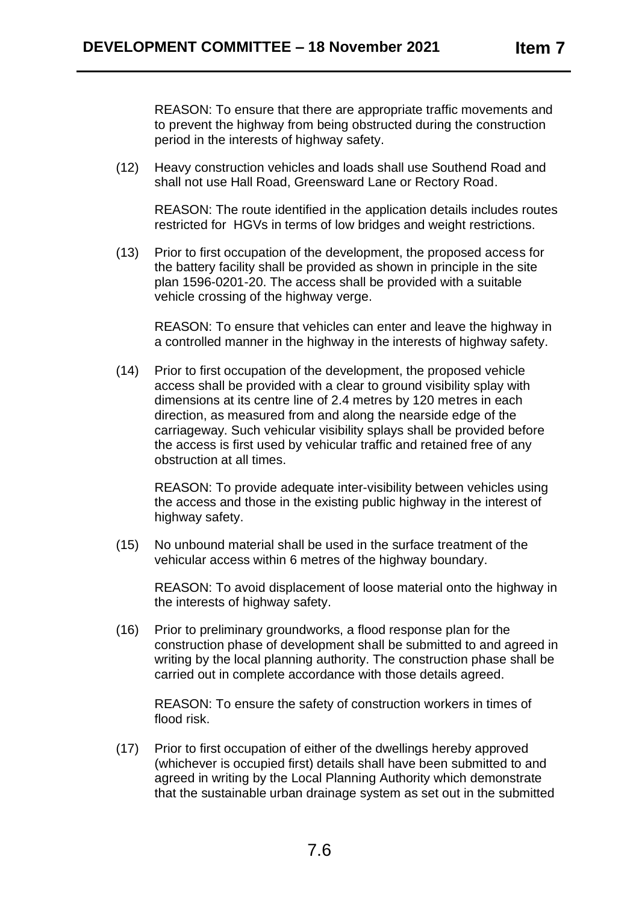REASON: To ensure that there are appropriate traffic movements and to prevent the highway from being obstructed during the construction period in the interests of highway safety.

(12) Heavy construction vehicles and loads shall use Southend Road and shall not use Hall Road, Greensward Lane or Rectory Road.

REASON: The route identified in the application details includes routes restricted for HGVs in terms of low bridges and weight restrictions.

(13) Prior to first occupation of the development, the proposed access for the battery facility shall be provided as shown in principle in the site plan 1596-0201-20. The access shall be provided with a suitable vehicle crossing of the highway verge.

REASON: To ensure that vehicles can enter and leave the highway in a controlled manner in the highway in the interests of highway safety.

(14) Prior to first occupation of the development, the proposed vehicle access shall be provided with a clear to ground visibility splay with dimensions at its centre line of 2.4 metres by 120 metres in each direction, as measured from and along the nearside edge of the carriageway. Such vehicular visibility splays shall be provided before the access is first used by vehicular traffic and retained free of any obstruction at all times.

REASON: To provide adequate inter-visibility between vehicles using the access and those in the existing public highway in the interest of highway safety.

(15) No unbound material shall be used in the surface treatment of the vehicular access within 6 metres of the highway boundary.

REASON: To avoid displacement of loose material onto the highway in the interests of highway safety.

(16) Prior to preliminary groundworks, a flood response plan for the construction phase of development shall be submitted to and agreed in writing by the local planning authority. The construction phase shall be carried out in complete accordance with those details agreed.

REASON: To ensure the safety of construction workers in times of flood risk.

(17) Prior to first occupation of either of the dwellings hereby approved (whichever is occupied first) details shall have been submitted to and agreed in writing by the Local Planning Authority which demonstrate that the sustainable urban drainage system as set out in the submitted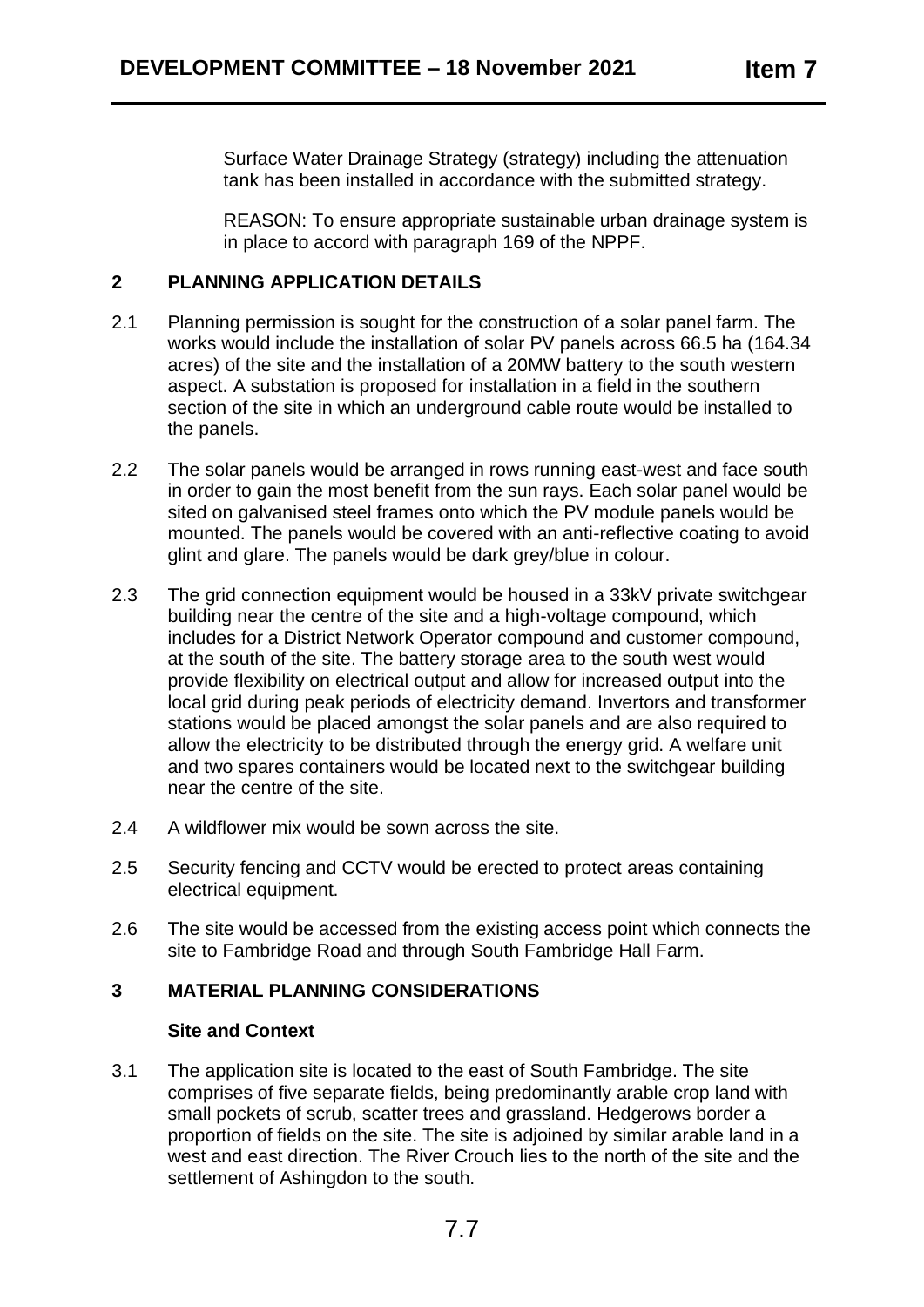Surface Water Drainage Strategy (strategy) including the attenuation tank has been installed in accordance with the submitted strategy.

REASON: To ensure appropriate sustainable urban drainage system is in place to accord with paragraph 169 of the NPPF.

## 2 PLANNING APPLICATION DETAILS

2.1 Planning permission is sought for the construction of a solar panel farm. The works would include the installation of solar PV panels across 66.5 ha (164.34 acres) of the site and the installation of a 20MW battery to the south western aspect. A substation is proposed for installation in a field in the southern section of the site in which an underground cable route would be installed to the panels.

2.2 The solar panels would be arranged in rows running east-west and face south in order to gain the most benefit from the sun rays. Each solar panel would be sited on galvanised steel frames onto which the PV module panels would be mounted. The panels would be covered with an anti-reflective coating to avoid glint and glare. The panels would be dark grey/blue in colour.

2.3 The grid connection equipment would be housed in a 33kV private switchgear building near the centre of the site and a high-voltage compound, which includes for a District Network Operator compound and customer compound, at the south of the site. The battery storage area to the south west would provide flexibility on electrical output and allow for increased output into the local grid during peak periods of electricity demand. Invertors and transformer stations would be placed amongst the solar panels and are also required to allow the electricity to be distributed through the energy grid. A welfare unit and two spares containers would be located next to the switchgear building near the centre of the site.

2.4 A wildflower mix would be sown across the site.

2.5 Security fencing and CCTV would be erected to protect areas containing electrical equipment.

2.6 The site would be accessed from the existing access point which connects the site to Fambridge Road and through South Fambridge Hall Farm.

## 3 MATERIAL PLANNING CONSIDERATIONS

### Site and Context

3.1 The application site is located to the east of South Fambridge. The site comprises of five separate fields, being predominantly arable crop land with small pockets of scrub, scatter trees and grassland. Hedgerows border a proportion of fields on the site. The site is adjoined by similar arable land in a west and east direction. The River Crouch lies to the north of the site and the settlement of Ashingdon to the south.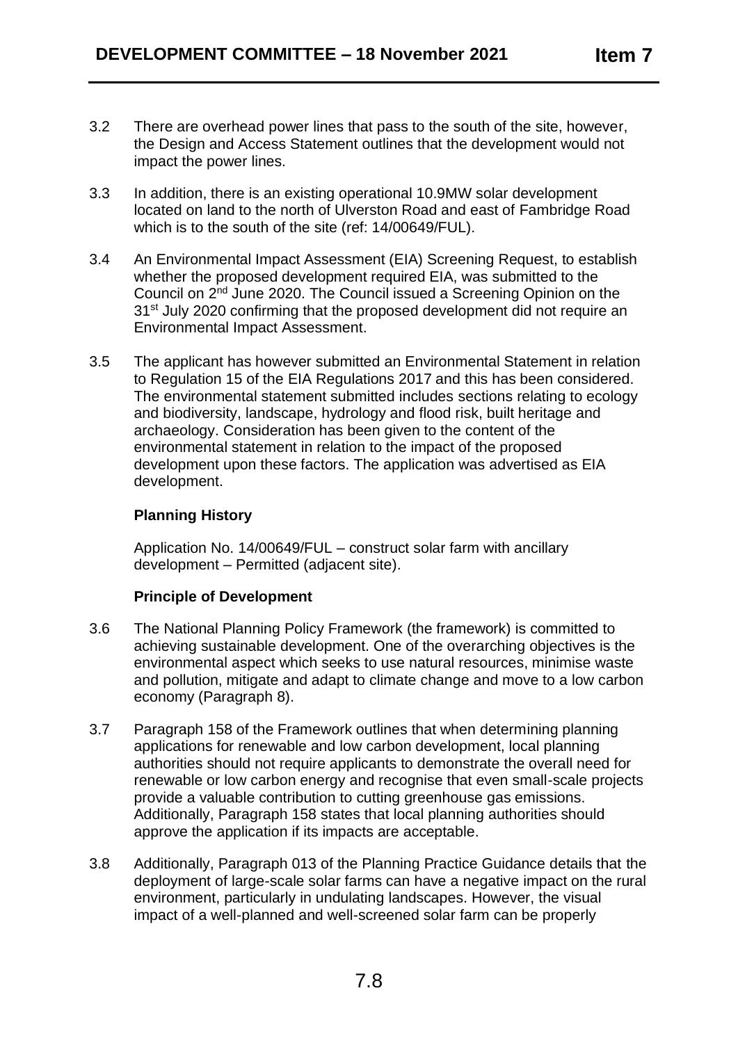3.2 There are overhead power lines that pass to the south of the site, however, the Design and Access Statement outlines that the development would not impact the power lines.

3.3 In addition, there is an existing operational 10.9MW solar development located on land to the north of Ulverston Road and east of Fambridge Road which is to the south of the site (ref: 14/00649/FUL).

3.4 An Environmental Impact Assessment (EIA) Screening Request, to establish whether the proposed development required EIA, was submitted to the Council on 2nd June 2020. The Council issued a Screening Opinion on the 31st July 2020 confirming that the proposed development did not require an Environmental Impact Assessment.

3.5 The applicant has however submitted an Environmental Statement in relation to Regulation 15 of the EIA Regulations 2017 and this has been considered. The environmental statement submitted includes sections relating to ecology and biodiversity, landscape, hydrology and flood risk, built heritage and archaeology. Consideration has been given to the content of the environmental statement in relation to the impact of the proposed development upon these factors. The application was advertised as EIA development.

**Planning History**

Application No. 14/00649/FUL – construct solar farm with ancillary development – Permitted (adjacent site).

**Principle of Development**

3.6 The National Planning Policy Framework (the framework) is committed to achieving sustainable development. One of the overarching objectives is the environmental aspect which seeks to use natural resources, minimise waste and pollution, mitigate and adapt to climate change and move to a low carbon economy (Paragraph 8).

3.7 Paragraph 158 of the Framework outlines that when determining planning applications for renewable and low carbon development, local planning authorities should not require applicants to demonstrate the overall need for renewable or low carbon energy and recognise that even small-scale projects provide a valuable contribution to cutting greenhouse gas emissions. Additionally, Paragraph 158 states that local planning authorities should approve the application if its impacts are acceptable.

3.8 Additionally, Paragraph 013 of the Planning Practice Guidance details that the deployment of large-scale solar farms can have a negative impact on the rural environment, particularly in undulating landscapes. However, the visual impact of a well-planned and well-screened solar farm can be properly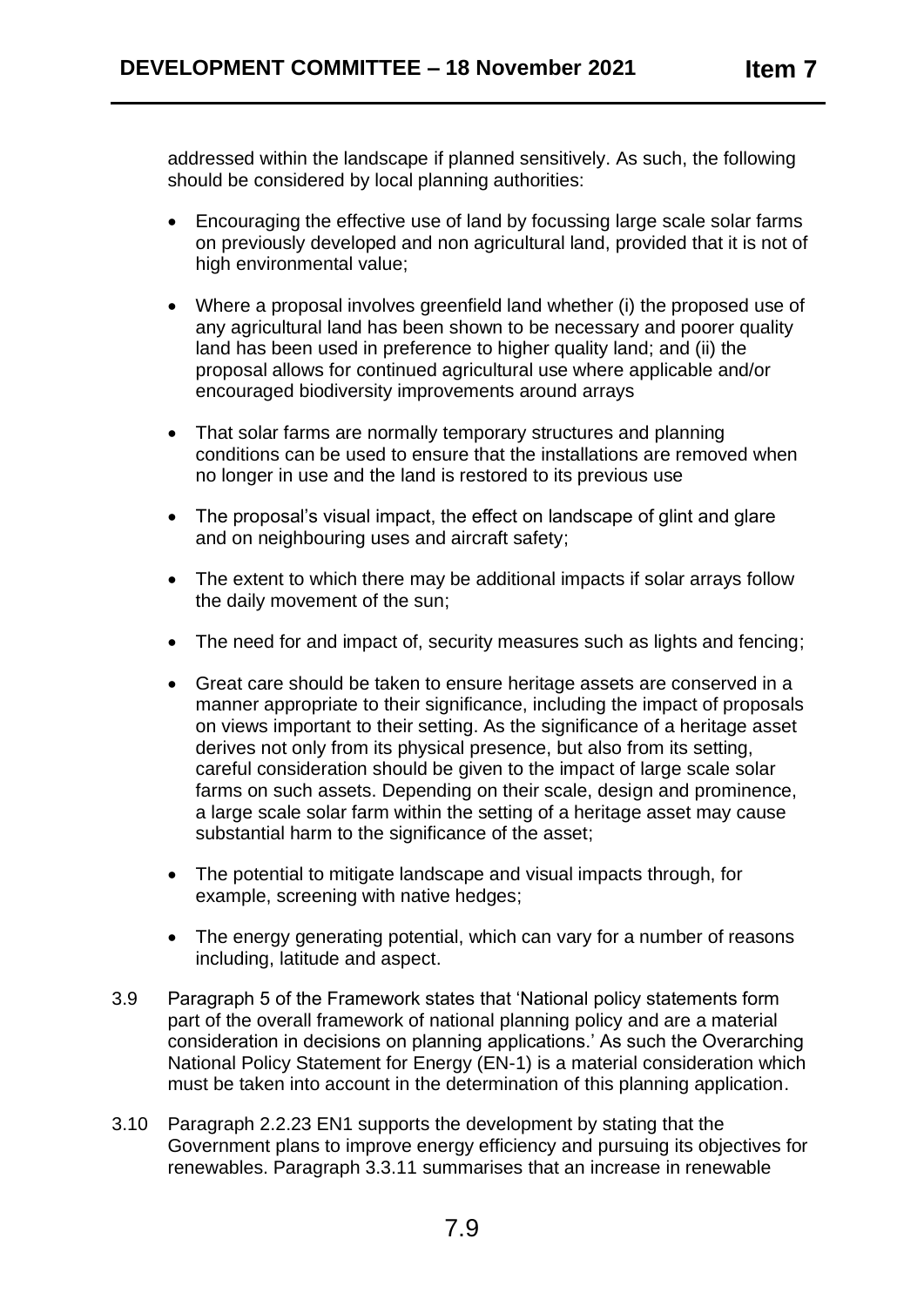addressed within the landscape if planned sensitively. As such, the following should be considered by local planning authorities:

- Encouraging the effective use of land by focussing large scale solar farms on previously developed and non agricultural land, provided that it is not of high environmental value;
- Where a proposal involves greenfield land whether (i) the proposed use of any agricultural land has been shown to be necessary and poorer quality land has been used in preference to higher quality land; and (ii) the proposal allows for continued agricultural use where applicable and/or encouraged biodiversity improvements around arrays
- That solar farms are normally temporary structures and planning conditions can be used to ensure that the installations are removed when no longer in use and the land is restored to its previous use
- The proposal's visual impact, the effect on landscape of glint and glare and on neighbouring uses and aircraft safety;
- The extent to which there may be additional impacts if solar arrays follow the daily movement of the sun;
- The need for and impact of, security measures such as lights and fencing;
- Great care should be taken to ensure heritage assets are conserved in a manner appropriate to their significance, including the impact of proposals on views important to their setting. As the significance of a heritage asset derives not only from its physical presence, but also from its setting, careful consideration should be given to the impact of large scale solar farms on such assets. Depending on their scale, design and prominence, a large scale solar farm within the setting of a heritage asset may cause substantial harm to the significance of the asset;
- The potential to mitigate landscape and visual impacts through, for example, screening with native hedges;
- The energy generating potential, which can vary for a number of reasons including, latitude and aspect.

3.9 Paragraph 5 of the Framework states that 'National policy statements form part of the overall framework of national planning policy and are a material consideration in decisions on planning applications.' As such the Overarching National Policy Statement for Energy (EN-1) is a material consideration which must be taken into account in the determination of this planning application.

3.10 Paragraph 2.2.23 EN1 supports the development by stating that the Government plans to improve energy efficiency and pursuing its objectives for renewables. Paragraph 3.3.11 summarises that an increase in renewable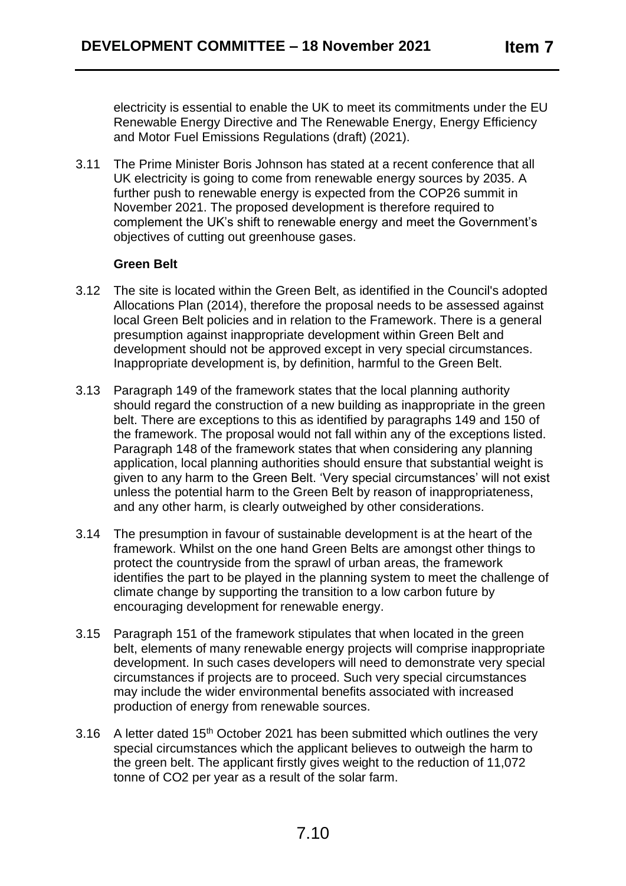electricity is essential to enable the UK to meet its commitments under the EU Renewable Energy Directive and The Renewable Energy, Energy Efficiency and Motor Fuel Emissions Regulations (draft) (2021).

3.11 The Prime Minister Boris Johnson has stated at a recent conference that all UK electricity is going to come from renewable energy sources by 2035. A further push to renewable energy is expected from the COP26 summit in November 2021. The proposed development is therefore required to complement the UK's shift to renewable energy and meet the Government's objectives of cutting out greenhouse gases.

**Green Belt**

3.12 The site is located within the Green Belt, as identified in the Council's adopted Allocations Plan (2014), therefore the proposal needs to be assessed against local Green Belt policies and in relation to the Framework. There is a general presumption against inappropriate development within Green Belt and development should not be approved except in very special circumstances. Inappropriate development is, by definition, harmful to the Green Belt.

3.13 Paragraph 149 of the framework states that the local planning authority should regard the construction of a new building as inappropriate in the green belt. There are exceptions to this as identified by paragraphs 149 and 150 of the framework. The proposal would not fall within any of the exceptions listed. Paragraph 148 of the framework states that when considering any planning application, local planning authorities should ensure that substantial weight is given to any harm to the Green Belt. 'Very special circumstances' will not exist unless the potential harm to the Green Belt by reason of inappropriateness, and any other harm, is clearly outweighed by other considerations.

3.14 The presumption in favour of sustainable development is at the heart of the framework. Whilst on the one hand Green Belts are amongst other things to protect the countryside from the sprawl of urban areas, the framework identifies the part to be played in the planning system to meet the challenge of climate change by supporting the transition to a low carbon future by encouraging development for renewable energy.

3.15 Paragraph 151 of the framework stipulates that when located in the green belt, elements of many renewable energy projects will comprise inappropriate development. In such cases developers will need to demonstrate very special circumstances if projects are to proceed. Such very special circumstances may include the wider environmental benefits associated with increased production of energy from renewable sources.

3.16 A letter dated 15th October 2021 has been submitted which outlines the very special circumstances which the applicant believes to outweigh the harm to the green belt. The applicant firstly gives weight to the reduction of 11,072 tonne of $CO_2$ per year as a result of the solar farm.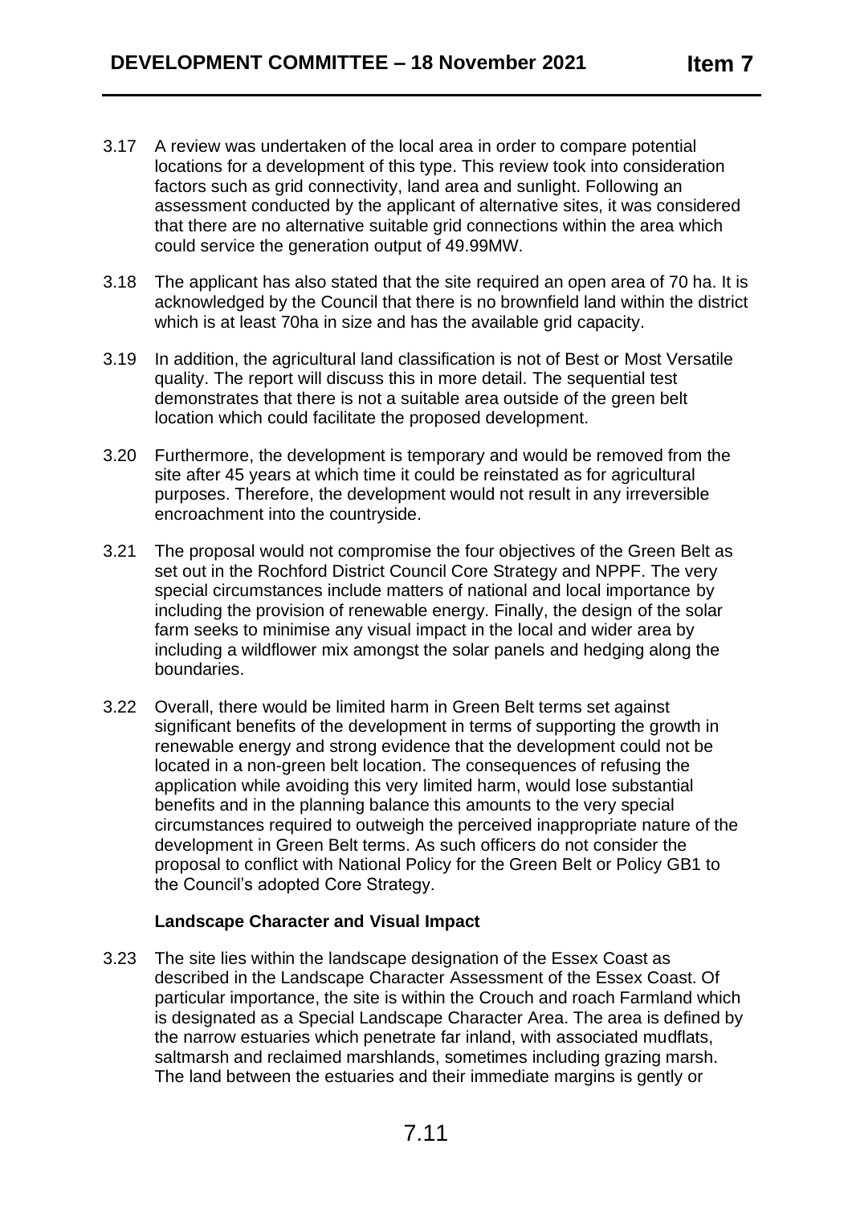3.17 A review was undertaken of the local area in order to compare potential locations for a development of this type. This review took into consideration factors such as grid connectivity, land area and sunlight. Following an assessment conducted by the applicant of alternative sites, it was considered that there are no alternative suitable grid connections within the area which could service the generation output of 49.99MW.

3.18 The applicant has also stated that the site required an open area of 70 ha. It is acknowledged by the Council that there is no brownfield land within the district which is at least 70ha in size and has the available grid capacity.

3.19 In addition, the agricultural land classification is not of Best or Most Versatile quality. The report will discuss this in more detail. The sequential test demonstrates that there is not a suitable area outside of the green belt location which could facilitate the proposed development.

3.20 Furthermore, the development is temporary and would be removed from the site after 45 years at which time it could be reinstated as for agricultural purposes. Therefore, the development would not result in any irreversible encroachment into the countryside.

3.21 The proposal would not compromise the four objectives of the Green Belt as set out in the Rochford District Council Core Strategy and NPPF. The very special circumstances include matters of national and local importance by including the provision of renewable energy. Finally, the design of the solar farm seeks to minimise any visual impact in the local and wider area by including a wildflower mix amongst the solar panels and hedging along the boundaries.

3.22 Overall, there would be limited harm in Green Belt terms set against significant benefits of the development in terms of supporting the growth in renewable energy and strong evidence that the development could not be located in a non-green belt location. The consequences of refusing the application while avoiding this very limited harm, would lose substantial benefits and in the planning balance this amounts to the very special circumstances required to outweigh the perceived inappropriate nature of the development in Green Belt terms. As such officers do not consider the proposal to conflict with National Policy for the Green Belt or Policy GB1 to the Council's adopted Core Strategy.

**Landscape Character and Visual Impact**

3.23 The site lies within the landscape designation of the Essex Coast as described in the Landscape Character Assessment of the Essex Coast. Of particular importance, the site is within the Crouch and roach Farmland which is designated as a Special Landscape Character Area. The area is defined by the narrow estuaries which penetrate far inland, with associated mudflats, saltmarsh and reclaimed marshlands, sometimes including grazing marsh. The land between the estuaries and their immediate margins is gently or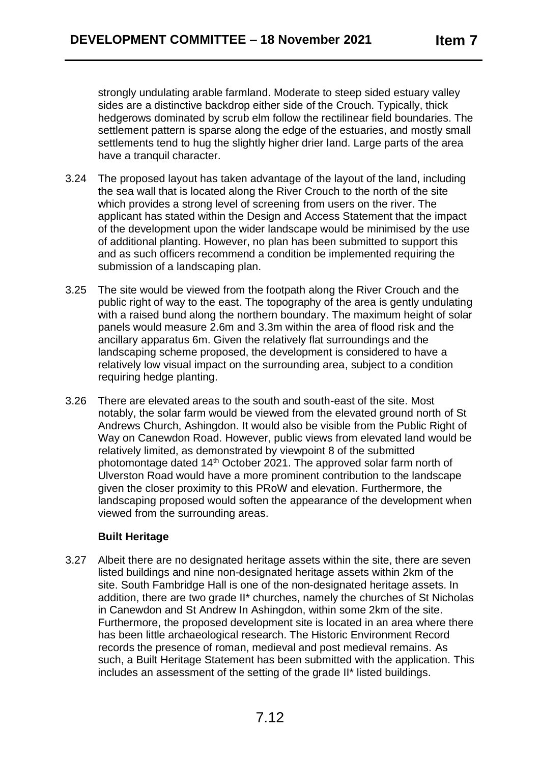strongly undulating arable farmland. Moderate to steep sided estuary valley sides are a distinctive backdrop either side of the Crouch. Typically, thick hedgerows dominated by scrub elm follow the rectilinear field boundaries. The settlement pattern is sparse along the edge of the estuaries, and mostly small settlements tend to hug the slightly higher drier land. Large parts of the area have a tranquil character.

3.24 The proposed layout has taken advantage of the layout of the land, including the sea wall that is located along the River Crouch to the north of the site which provides a strong level of screening from users on the river. The applicant has stated within the Design and Access Statement that the impact of the development upon the wider landscape would be minimised by the use of additional planting. However, no plan has been submitted to support this and as such officers recommend a condition be implemented requiring the submission of a landscaping plan.

3.25 The site would be viewed from the footpath along the River Crouch and the public right of way to the east. The topography of the area is gently undulating with a raised bund along the northern boundary. The maximum height of solar panels would measure 2.6m and 3.3m within the area of flood risk and the ancillary apparatus 6m. Given the relatively flat surroundings and the landscaping scheme proposed, the development is considered to have a relatively low visual impact on the surrounding area, subject to a condition requiring hedge planting.

3.26 There are elevated areas to the south and south-east of the site. Most notably, the solar farm would be viewed from the elevated ground north of St Andrews Church, Ashingdon. It would also be visible from the Public Right of Way on Canewdon Road. However, public views from elevated land would be relatively limited, as demonstrated by viewpoint 8 of the submitted photomontage dated 14th October 2021. The approved solar farm north of Ulverston Road would have a more prominent contribution to the landscape given the closer proximity to this PRoW and elevation. Furthermore, the landscaping proposed would soften the appearance of the development when viewed from the surrounding areas.

**Built Heritage**

3.27 Albeit there are no designated heritage assets within the site, there are seven listed buildings and nine non-designated heritage assets within 2km of the site. South Fambridge Hall is one of the non-designated heritage assets. In addition, there are two grade II* churches, namely the churches of St Nicholas in Canewdon and St Andrew In Ashingdon, within some 2km of the site. Furthermore, the proposed development site is located in an area where there has been little archaeological research. The Historic Environment Record records the presence of roman, medieval and post medieval remains. As such, a Built Heritage Statement has been submitted with the application. This includes an assessment of the setting of the grade II* listed buildings.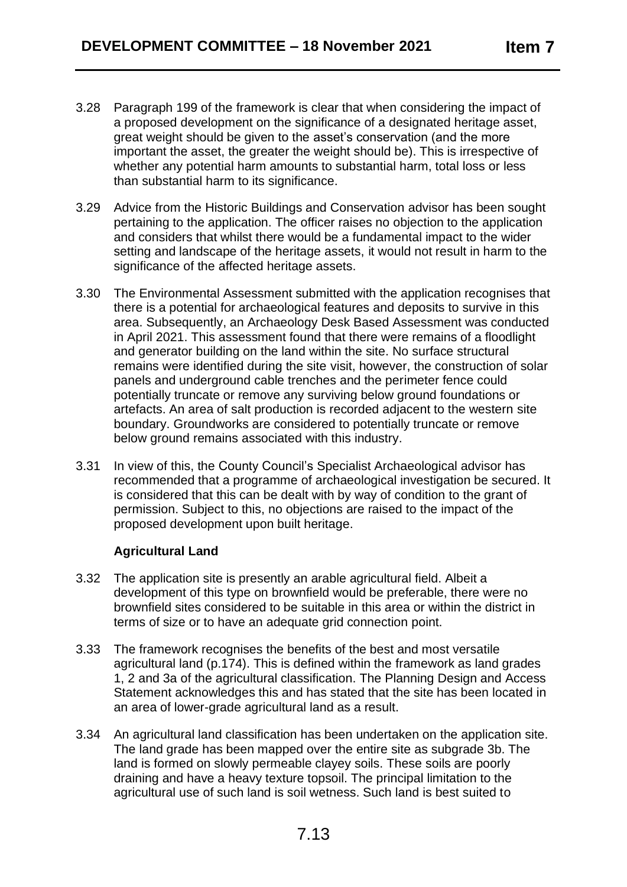3.28 Paragraph 199 of the framework is clear that when considering the impact of a proposed development on the significance of a designated heritage asset, great weight should be given to the asset's conservation (and the more important the asset, the greater the weight should be). This is irrespective of whether any potential harm amounts to substantial harm, total loss or less than substantial harm to its significance.

3.29 Advice from the Historic Buildings and Conservation advisor has been sought pertaining to the application. The officer raises no objection to the application and considers that whilst there would be a fundamental impact to the wider setting and landscape of the heritage assets, it would not result in harm to the significance of the affected heritage assets.

3.30 The Environmental Assessment submitted with the application recognises that there is a potential for archaeological features and deposits to survive in this area. Subsequently, an Archaeology Desk Based Assessment was conducted in April 2021. This assessment found that there were remains of a floodlight and generator building on the land within the site. No surface structural remains were identified during the site visit, however, the construction of solar panels and underground cable trenches and the perimeter fence could potentially truncate or remove any surviving below ground foundations or artefacts. An area of salt production is recorded adjacent to the western site boundary. Groundworks are considered to potentially truncate or remove below ground remains associated with this industry.

3.31 In view of this, the County Council's Specialist Archaeological advisor has recommended that a programme of archaeological investigation be secured. It is considered that this can be dealt with by way of condition to the grant of permission. Subject to this, no objections are raised to the impact of the proposed development upon built heritage.

**Agricultural Land**

3.32 The application site is presently an arable agricultural field. Albeit a development of this type on brownfield would be preferable, there were no brownfield sites considered to be suitable in this area or within the district in terms of size or to have an adequate grid connection point.

3.33 The framework recognises the benefits of the best and most versatile agricultural land (p.174). This is defined within the framework as land grades 1, 2 and 3a of the agricultural classification. The Planning Design and Access Statement acknowledges this and has stated that the site has been located in an area of lower-grade agricultural land as a result.

3.34 An agricultural land classification has been undertaken on the application site. The land grade has been mapped over the entire site as subgrade 3b. The land is formed on slowly permeable clayey soils. These soils are poorly draining and have a heavy texture topsoil. The principal limitation to the agricultural use of such land is soil wetness. Such land is best suited to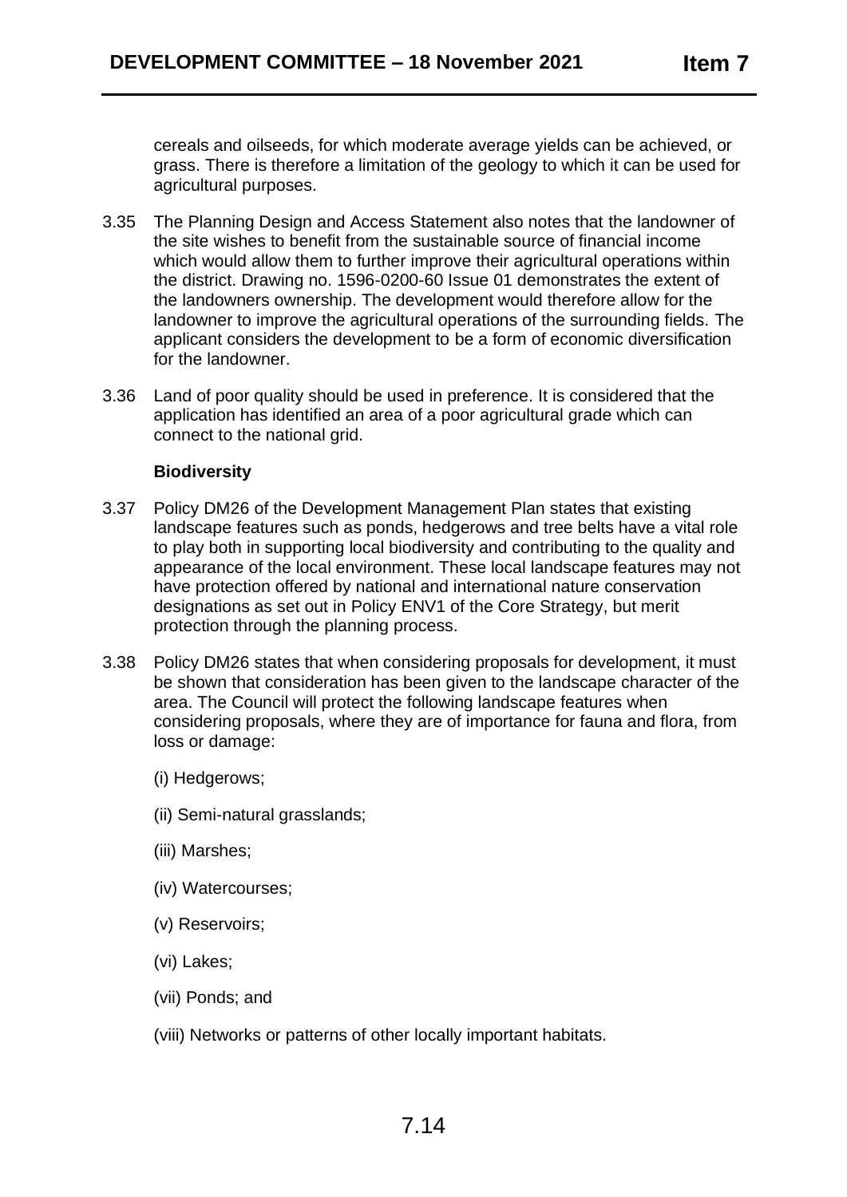cereals and oilseeds, for which moderate average yields can be achieved, or grass. There is therefore a limitation of the geology to which it can be used for agricultural purposes.

3.35 The Planning Design and Access Statement also notes that the landowner of the site wishes to benefit from the sustainable source of financial income which would allow them to further improve their agricultural operations within the district. Drawing no. 1596-0200-60 Issue 01 demonstrates the extent of the landowners ownership. The development would therefore allow for the landowner to improve the agricultural operations of the surrounding fields. The applicant considers the development to be a form of economic diversification for the landowner.

3.36 Land of poor quality should be used in preference. It is considered that the application has identified an area of a poor agricultural grade which can connect to the national grid.

**Biodiversity**

3.37 Policy DM26 of the Development Management Plan states that existing landscape features such as ponds, hedgerows and tree belts have a vital role to play both in supporting local biodiversity and contributing to the quality and appearance of the local environment. These local landscape features may not have protection offered by national and international nature conservation designations as set out in Policy ENV1 of the Core Strategy, but merit protection through the planning process.

3.38 Policy DM26 states that when considering proposals for development, it must be shown that consideration has been given to the landscape character of the area. The Council will protect the following landscape features when considering proposals, where they are of importance for fauna and flora, from loss or damage:

(i) Hedgerows;

(ii) Semi-natural grasslands;

(iii) Marshes;

(iv) Watercourses;

(v) Reservoirs;

(vi) Lakes;

(vii) Ponds; and

(viii) Networks or patterns of other locally important habitats.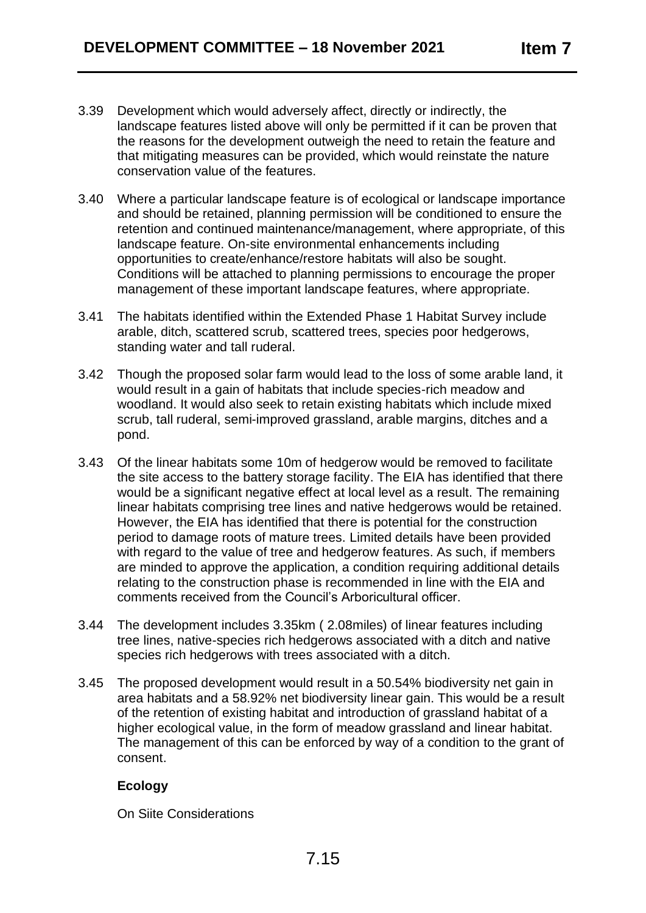3.39 Development which would adversely affect, directly or indirectly, the landscape features listed above will only be permitted if it can be proven that the reasons for the development outweigh the need to retain the feature and that mitigating measures can be provided, which would reinstate the nature conservation value of the features.

3.40 Where a particular landscape feature is of ecological or landscape importance and should be retained, planning permission will be conditioned to ensure the retention and continued maintenance/management, where appropriate, of this landscape feature. On-site environmental enhancements including opportunities to create/enhance/restore habitats will also be sought. Conditions will be attached to planning permissions to encourage the proper management of these important landscape features, where appropriate.

3.41 The habitats identified within the Extended Phase 1 Habitat Survey include arable, ditch, scattered scrub, scattered trees, species poor hedgerows, standing water and tall ruderal.

3.42 Though the proposed solar farm would lead to the loss of some arable land, it would result in a gain of habitats that include species-rich meadow and woodland. It would also seek to retain existing habitats which include mixed scrub, tall ruderal, semi-improved grassland, arable margins, ditches and a pond.

3.43 Of the linear habitats some 10m of hedgerow would be removed to facilitate the site access to the battery storage facility. The EIA has identified that there would be a significant negative effect at local level as a result. The remaining linear habitats comprising tree lines and native hedgerows would be retained. However, the EIA has identified that there is potential for the construction period to damage roots of mature trees. Limited details have been provided with regard to the value of tree and hedgerow features. As such, if members are minded to approve the application, a condition requiring additional details relating to the construction phase is recommended in line with the EIA and comments received from the Council's Arboricultural officer.

3.44 The development includes 3.35km ( 2.08miles) of linear features including tree lines, native-species rich hedgerows associated with a ditch and native species rich hedgerows with trees associated with a ditch.

3.45 The proposed development would result in a 50.54% biodiversity net gain in area habitats and a 58.92% net biodiversity linear gain. This would be a result of the retention of existing habitat and introduction of grassland habitat of a higher ecological value, in the form of meadow grassland and linear habitat. The management of this can be enforced by way of a condition to the grant of consent.

**Ecology**

On Siite Considerations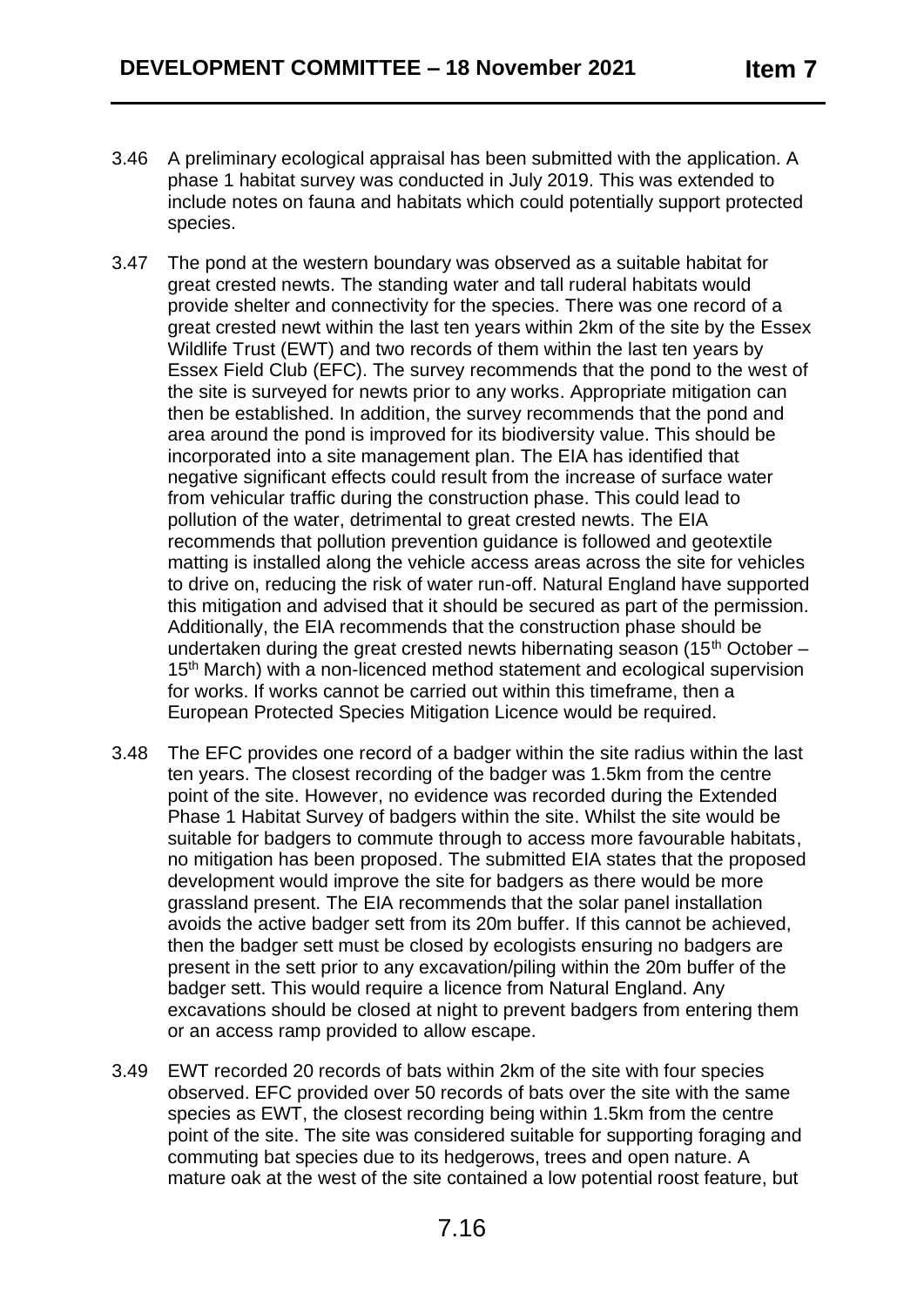3.46 A preliminary ecological appraisal has been submitted with the application. A phase 1 habitat survey was conducted in July 2019. This was extended to include notes on fauna and habitats which could potentially support protected species.

3.47 The pond at the western boundary was observed as a suitable habitat for great crested newts. The standing water and tall ruderal habitats would provide shelter and connectivity for the species. There was one record of a great crested newt within the last ten years within 2km of the site by the Essex Wildlife Trust (EWT) and two records of them within the last ten years by Essex Field Club (EFC). The survey recommends that the pond to the west of the site is surveyed for newts prior to any works. Appropriate mitigation can then be established. In addition, the survey recommends that the pond and area around the pond is improved for its biodiversity value. This should be incorporated into a site management plan. The EIA has identified that negative significant effects could result from the increase of surface water from vehicular traffic during the construction phase. This could lead to pollution of the water, detrimental to great crested newts. The EIA recommends that pollution prevention guidance is followed and geotextile matting is installed along the vehicle access areas across the site for vehicles to drive on, reducing the risk of water run-off. Natural England have supported this mitigation and advised that it should be secured as part of the permission. Additionally, the EIA recommends that the construction phase should be undertaken during the great crested newts hibernating season (15th October – 15th March) with a non-licenced method statement and ecological supervision for works. If works cannot be carried out within this timeframe, then a European Protected Species Mitigation Licence would be required.

3.48 The EFC provides one record of a badger within the site radius within the last ten years. The closest recording of the badger was 1.5km from the centre point of the site. However, no evidence was recorded during the Extended Phase 1 Habitat Survey of badgers within the site. Whilst the site would be suitable for badgers to commute through to access more favourable habitats, no mitigation has been proposed. The submitted EIA states that the proposed development would improve the site for badgers as there would be more grassland present. The EIA recommends that the solar panel installation avoids the active badger sett from its 20m buffer. If this cannot be achieved, then the badger sett must be closed by ecologists ensuring no badgers are present in the sett prior to any excavation/piling within the 20m buffer of the badger sett. This would require a licence from Natural England. Any excavations should be closed at night to prevent badgers from entering them or an access ramp provided to allow escape.

3.49 EWT recorded 20 records of bats within 2km of the site with four species observed. EFC provided over 50 records of bats over the site with the same species as EWT, the closest recording being within 1.5km from the centre point of the site. The site was considered suitable for supporting foraging and commuting bat species due to its hedgerows, trees and open nature. A mature oak at the west of the site contained a low potential roost feature, but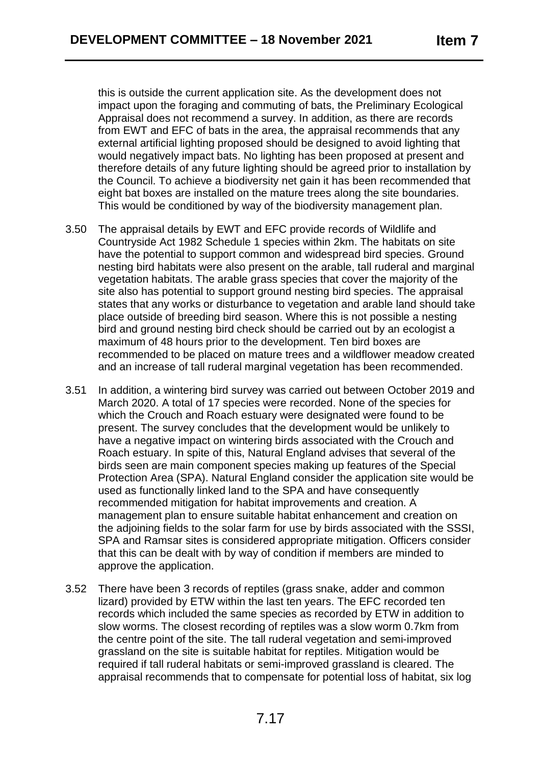this is outside the current application site. As the development does not impact upon the foraging and commuting of bats, the Preliminary Ecological Appraisal does not recommend a survey. In addition, as there are records from EWT and EFC of bats in the area, the appraisal recommends that any external artificial lighting proposed should be designed to avoid lighting that would negatively impact bats. No lighting has been proposed at present and therefore details of any future lighting should be agreed prior to installation by the Council. To achieve a biodiversity net gain it has been recommended that eight bat boxes are installed on the mature trees along the site boundaries. This would be conditioned by way of the biodiversity management plan.

3.50 The appraisal details by EWT and EFC provide records of Wildlife and Countryside Act 1982 Schedule 1 species within 2km. The habitats on site have the potential to support common and widespread bird species. Ground nesting bird habitats were also present on the arable, tall ruderal and marginal vegetation habitats. The arable grass species that cover the majority of the site also has potential to support ground nesting bird species. The appraisal states that any works or disturbance to vegetation and arable land should take place outside of breeding bird season. Where this is not possible a nesting bird and ground nesting bird check should be carried out by an ecologist a maximum of 48 hours prior to the development. Ten bird boxes are recommended to be placed on mature trees and a wildflower meadow created and an increase of tall ruderal marginal vegetation has been recommended.

3.51 In addition, a wintering bird survey was carried out between October 2019 and March 2020. A total of 17 species were recorded. None of the species for which the Crouch and Roach estuary were designated were found to be present. The survey concludes that the development would be unlikely to have a negative impact on wintering birds associated with the Crouch and Roach estuary. In spite of this, Natural England advises that several of the birds seen are main component species making up features of the Special Protection Area (SPA). Natural England consider the application site would be used as functionally linked land to the SPA and have consequently recommended mitigation for habitat improvements and creation. A management plan to ensure suitable habitat enhancement and creation on the adjoining fields to the solar farm for use by birds associated with the SSSI, SPA and Ramsar sites is considered appropriate mitigation. Officers consider that this can be dealt with by way of condition if members are minded to approve the application.

3.52 There have been 3 records of reptiles (grass snake, adder and common lizard) provided by ETW within the last ten years. The EFC recorded ten records which included the same species as recorded by ETW in addition to slow worms. The closest recording of reptiles was a slow worm 0.7km from the centre point of the site. The tall ruderal vegetation and semi-improved grassland on the site is suitable habitat for reptiles. Mitigation would be required if tall ruderal habitats or semi-improved grassland is cleared. The appraisal recommends that to compensate for potential loss of habitat, six log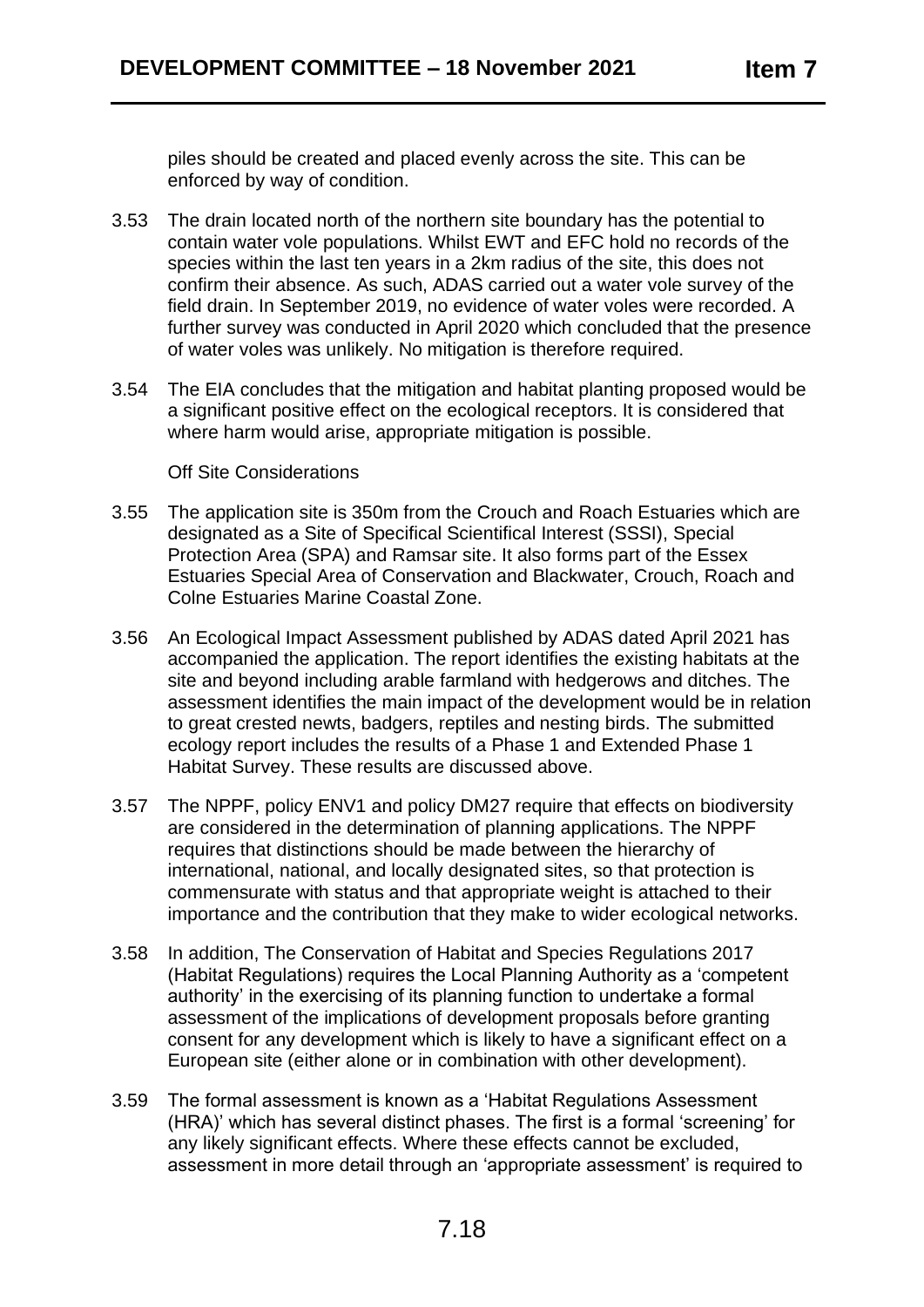piles should be created and placed evenly across the site. This can be enforced by way of condition.

3.53 The drain located north of the northern site boundary has the potential to contain water vole populations. Whilst EWT and EFC hold no records of the species within the last ten years in a 2km radius of the site, this does not confirm their absence. As such, ADAS carried out a water vole survey of the field drain. In September 2019, no evidence of water voles were recorded. A further survey was conducted in April 2020 which concluded that the presence of water voles was unlikely. No mitigation is therefore required.

3.54 The EIA concludes that the mitigation and habitat planting proposed would be a significant positive effect on the ecological receptors. It is considered that where harm would arise, appropriate mitigation is possible.

Off Site Considerations

3.55 The application site is 350m from the Crouch and Roach Estuaries which are designated as a Site of Specifical Scientifical Interest (SSSI), Special Protection Area (SPA) and Ramsar site. It also forms part of the Essex Estuaries Special Area of Conservation and Blackwater, Crouch, Roach and Colne Estuaries Marine Coastal Zone.

3.56 An Ecological Impact Assessment published by ADAS dated April 2021 has accompanied the application. The report identifies the existing habitats at the site and beyond including arable farmland with hedgerows and ditches. The assessment identifies the main impact of the development would be in relation to great crested newts, badgers, reptiles and nesting birds. The submitted ecology report includes the results of a Phase 1 and Extended Phase 1 Habitat Survey. These results are discussed above.

3.57 The NPPF, policy ENV1 and policy DM27 require that effects on biodiversity are considered in the determination of planning applications. The NPPF requires that distinctions should be made between the hierarchy of international, national, and locally designated sites, so that protection is commensurate with status and that appropriate weight is attached to their importance and the contribution that they make to wider ecological networks.

3.58 In addition, The Conservation of Habitat and Species Regulations 2017 (Habitat Regulations) requires the Local Planning Authority as a 'competent authority' in the exercising of its planning function to undertake a formal assessment of the implications of development proposals before granting consent for any development which is likely to have a significant effect on a European site (either alone or in combination with other development).

3.59 The formal assessment is known as a 'Habitat Regulations Assessment (HRA)' which has several distinct phases. The first is a formal 'screening' for any likely significant effects. Where these effects cannot be excluded, assessment in more detail through an 'appropriate assessment' is required to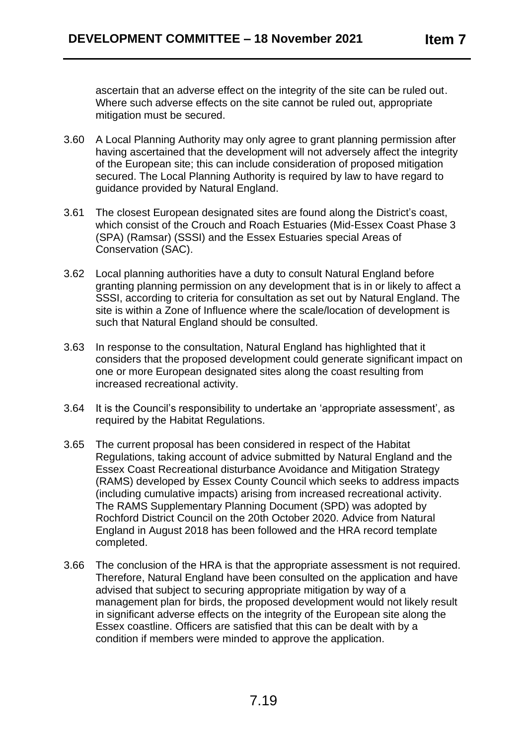ascertain that an adverse effect on the integrity of the site can be ruled out. Where such adverse effects on the site cannot be ruled out, appropriate mitigation must be secured.

3.60 A Local Planning Authority may only agree to grant planning permission after having ascertained that the development will not adversely affect the integrity of the European site; this can include consideration of proposed mitigation secured. The Local Planning Authority is required by law to have regard to guidance provided by Natural England.

3.61 The closest European designated sites are found along the District's coast, which consist of the Crouch and Roach Estuaries (Mid-Essex Coast Phase 3 (SPA) (Ramsar) (SSSI) and the Essex Estuaries special Areas of Conservation (SAC).

3.62 Local planning authorities have a duty to consult Natural England before granting planning permission on any development that is in or likely to affect a SSSI, according to criteria for consultation as set out by Natural England. The site is within a Zone of Influence where the scale/location of development is such that Natural England should be consulted.

3.63 In response to the consultation, Natural England has highlighted that it considers that the proposed development could generate significant impact on one or more European designated sites along the coast resulting from increased recreational activity.

3.64 It is the Council's responsibility to undertake an 'appropriate assessment', as required by the Habitat Regulations.

3.65 The current proposal has been considered in respect of the Habitat Regulations, taking account of advice submitted by Natural England and the Essex Coast Recreational disturbance Avoidance and Mitigation Strategy (RAMS) developed by Essex County Council which seeks to address impacts (including cumulative impacts) arising from increased recreational activity. The RAMS Supplementary Planning Document (SPD) was adopted by Rochford District Council on the 20th October 2020. Advice from Natural England in August 2018 has been followed and the HRA record template completed.

3.66 The conclusion of the HRA is that the appropriate assessment is not required. Therefore, Natural England have been consulted on the application and have advised that subject to securing appropriate mitigation by way of a management plan for birds, the proposed development would not likely result in significant adverse effects on the integrity of the European site along the Essex coastline. Officers are satisfied that this can be dealt with by a condition if members were minded to approve the application.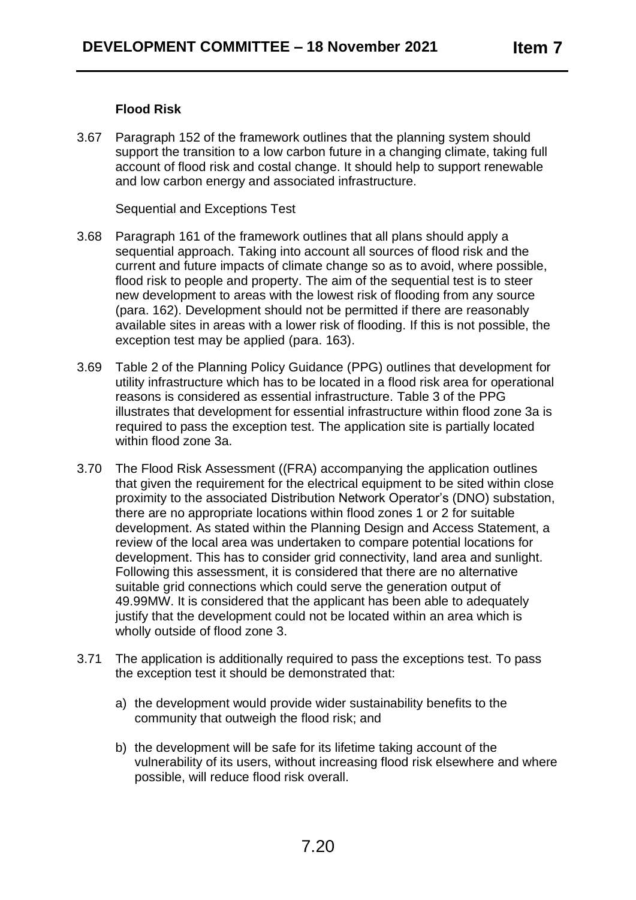**Flood Risk**

3.67 Paragraph 152 of the framework outlines that the planning system should support the transition to a low carbon future in a changing climate, taking full account of flood risk and costal change. It should help to support renewable and low carbon energy and associated infrastructure.

Sequential and Exceptions Test

3.68 Paragraph 161 of the framework outlines that all plans should apply a sequential approach. Taking into account all sources of flood risk and the current and future impacts of climate change so as to avoid, where possible, flood risk to people and property. The aim of the sequential test is to steer new development to areas with the lowest risk of flooding from any source (para. 162). Development should not be permitted if there are reasonably available sites in areas with a lower risk of flooding. If this is not possible, the exception test may be applied (para. 163).

3.69 Table 2 of the Planning Policy Guidance (PPG) outlines that development for utility infrastructure which has to be located in a flood risk area for operational reasons is considered as essential infrastructure. Table 3 of the PPG illustrates that development for essential infrastructure within flood zone 3a is required to pass the exception test. The application site is partially located within flood zone 3a.

3.70 The Flood Risk Assessment ((FRA) accompanying the application outlines that given the requirement for the electrical equipment to be sited within close proximity to the associated Distribution Network Operator's (DNO) substation, there are no appropriate locations within flood zones 1 or 2 for suitable development. As stated within the Planning Design and Access Statement, a review of the local area was undertaken to compare potential locations for development. This has to consider grid connectivity, land area and sunlight. Following this assessment, it is considered that there are no alternative suitable grid connections which could serve the generation output of 49.99MW. It is considered that the applicant has been able to adequately justify that the development could not be located within an area which is wholly outside of flood zone 3.

3.71 The application is additionally required to pass the exceptions test. To pass the exception test it should be demonstrated that:

a) the development would provide wider sustainability benefits to the community that outweigh the flood risk; and

b) the development will be safe for its lifetime taking account of the vulnerability of its users, without increasing flood risk elsewhere and where possible, will reduce flood risk overall.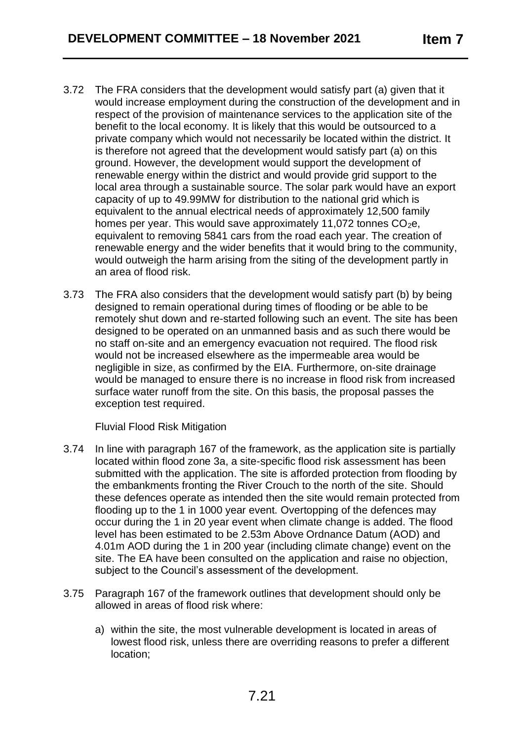3.72 The FRA considers that the development would satisfy part (a) given that it would increase employment during the construction of the development and in respect of the provision of maintenance services to the application site of the benefit to the local economy. It is likely that this would be outsourced to a private company which would not necessarily be located within the district. It is therefore not agreed that the development would satisfy part (a) on this ground. However, the development would support the development of renewable energy within the district and would provide grid support to the local area through a sustainable source. The solar park would have an export capacity of up to 49.99MW for distribution to the national grid which is equivalent to the annual electrical needs of approximately 12,500 family homes per year. This would save approximately 11,072 tonnes $CO_2e$, equivalent to removing 5841 cars from the road each year. The creation of renewable energy and the wider benefits that it would bring to the community, would outweigh the harm arising from the siting of the development partly in an area of flood risk.

3.73 The FRA also considers that the development would satisfy part (b) by being designed to remain operational during times of flooding or be able to be remotely shut down and re-started following such an event. The site has been designed to be operated on an unmanned basis and as such there would be no staff on-site and an emergency evacuation not required. The flood risk would not be increased elsewhere as the impermeable area would be negligible in size, as confirmed by the EIA. Furthermore, on-site drainage would be managed to ensure there is no increase in flood risk from increased surface water runoff from the site. On this basis, the proposal passes the exception test required.

Fluvial Flood Risk Mitigation

3.74 In line with paragraph 167 of the framework, as the application site is partially located within flood zone 3a, a site-specific flood risk assessment has been submitted with the application. The site is afforded protection from flooding by the embankments fronting the River Crouch to the north of the site. Should these defences operate as intended then the site would remain protected from flooding up to the 1 in 1000 year event. Overtopping of the defences may occur during the 1 in 20 year event when climate change is added. The flood level has been estimated to be 2.53m Above Ordnance Datum (AOD) and 4.01m AOD during the 1 in 200 year (including climate change) event on the site. The EA have been consulted on the application and raise no objection, subject to the Council's assessment of the development.

3.75 Paragraph 167 of the framework outlines that development should only be allowed in areas of flood risk where:

a) within the site, the most vulnerable development is located in areas of lowest flood risk, unless there are overriding reasons to prefer a different location;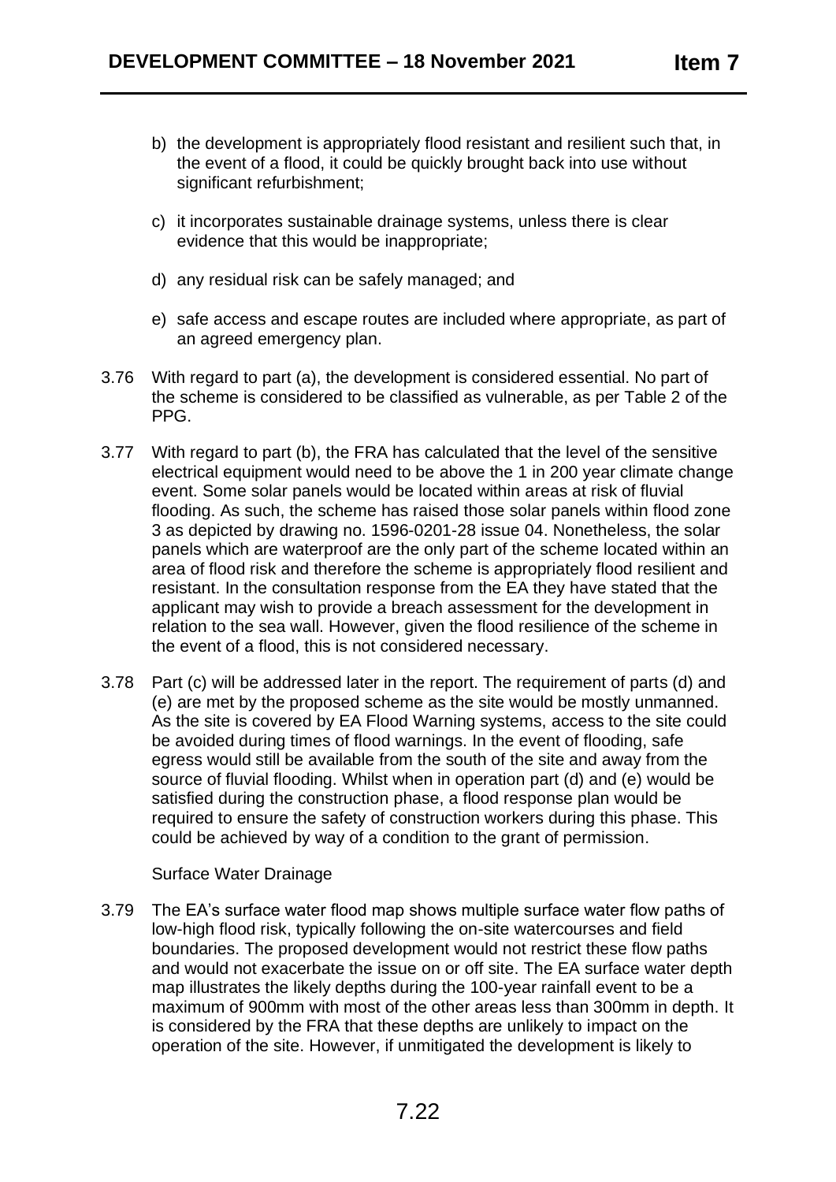b) the development is appropriately flood resistant and resilient such that, in the event of a flood, it could be quickly brought back into use without significant refurbishment;

c) it incorporates sustainable drainage systems, unless there is clear evidence that this would be inappropriate;

d) any residual risk can be safely managed; and

e) safe access and escape routes are included where appropriate, as part of an agreed emergency plan.

3.76 With regard to part (a), the development is considered essential. No part of the scheme is considered to be classified as vulnerable, as per Table 2 of the PPG.

3.77 With regard to part (b), the FRA has calculated that the level of the sensitive electrical equipment would need to be above the 1 in 200 year climate change event. Some solar panels would be located within areas at risk of fluvial flooding. As such, the scheme has raised those solar panels within flood zone 3 as depicted by drawing no. 1596-0201-28 issue 04. Nonetheless, the solar panels which are waterproof are the only part of the scheme located within an area of flood risk and therefore the scheme is appropriately flood resilient and resistant. In the consultation response from the EA they have stated that the applicant may wish to provide a breach assessment for the development in relation to the sea wall. However, given the flood resilience of the scheme in the event of a flood, this is not considered necessary.

3.78 Part (c) will be addressed later in the report. The requirement of parts (d) and (e) are met by the proposed scheme as the site would be mostly unmanned. As the site is covered by EA Flood Warning systems, access to the site could be avoided during times of flood warnings. In the event of flooding, safe egress would still be available from the south of the site and away from the source of fluvial flooding. Whilst when in operation part (d) and (e) would be satisfied during the construction phase, a flood response plan would be required to ensure the safety of construction workers during this phase. This could be achieved by way of a condition to the grant of permission.

Surface Water Drainage

3.79 The EA's surface water flood map shows multiple surface water flow paths of low-high flood risk, typically following the on-site watercourses and field boundaries. The proposed development would not restrict these flow paths and would not exacerbate the issue on or off site. The EA surface water depth map illustrates the likely depths during the 100-year rainfall event to be a maximum of 900mm with most of the other areas less than 300mm in depth. It is considered by the FRA that these depths are unlikely to impact on the operation of the site. However, if unmitigated the development is likely to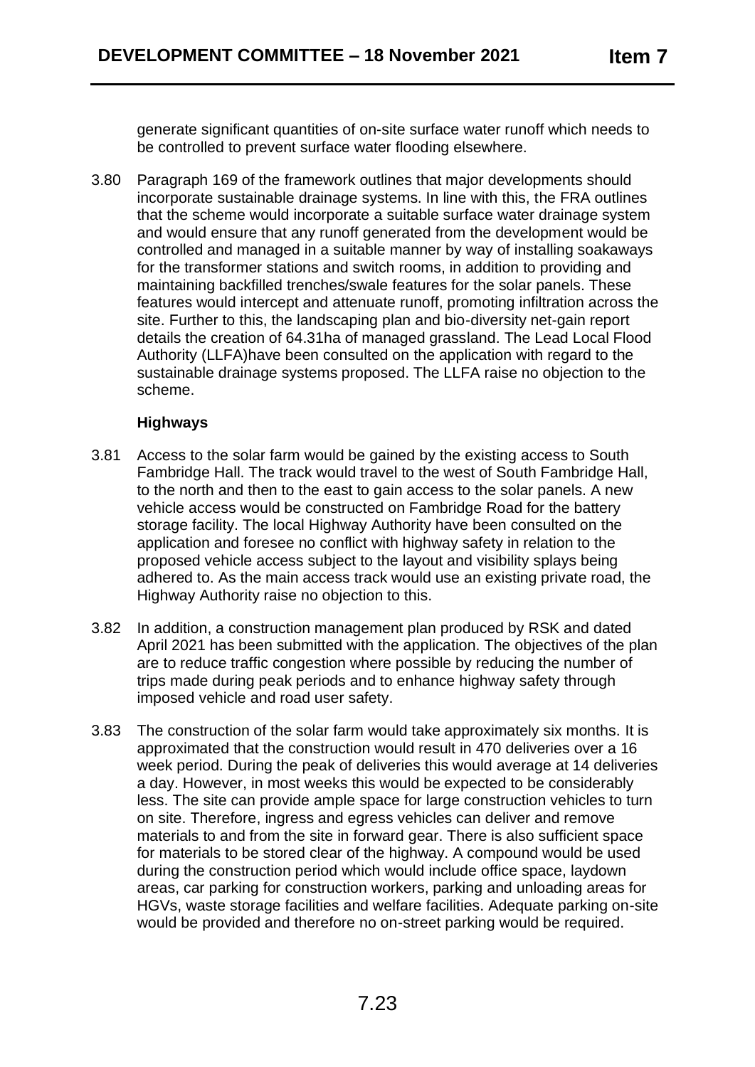generate significant quantities of on-site surface water runoff which needs to be controlled to prevent surface water flooding elsewhere.

3.80 Paragraph 169 of the framework outlines that major developments should incorporate sustainable drainage systems. In line with this, the FRA outlines that the scheme would incorporate a suitable surface water drainage system and would ensure that any runoff generated from the development would be controlled and managed in a suitable manner by way of installing soakaways for the transformer stations and switch rooms, in addition to providing and maintaining backfilled trenches/swale features for the solar panels. These features would intercept and attenuate runoff, promoting infiltration across the site. Further to this, the landscaping plan and bio-diversity net-gain report details the creation of 64.31ha of managed grassland. The Lead Local Flood Authority (LLFA)have been consulted on the application with regard to the sustainable drainage systems proposed. The LLFA raise no objection to the scheme.

**Highways**

3.81 Access to the solar farm would be gained by the existing access to South Fambridge Hall. The track would travel to the west of South Fambridge Hall, to the north and then to the east to gain access to the solar panels. A new vehicle access would be constructed on Fambridge Road for the battery storage facility. The local Highway Authority have been consulted on the application and foresee no conflict with highway safety in relation to the proposed vehicle access subject to the layout and visibility splays being adhered to. As the main access track would use an existing private road, the Highway Authority raise no objection to this.

3.82 In addition, a construction management plan produced by RSK and dated April 2021 has been submitted with the application. The objectives of the plan are to reduce traffic congestion where possible by reducing the number of trips made during peak periods and to enhance highway safety through imposed vehicle and road user safety.

3.83 The construction of the solar farm would take approximately six months. It is approximated that the construction would result in 470 deliveries over a 16 week period. During the peak of deliveries this would average at 14 deliveries a day. However, in most weeks this would be expected to be considerably less. The site can provide ample space for large construction vehicles to turn on site. Therefore, ingress and egress vehicles can deliver and remove materials to and from the site in forward gear. There is also sufficient space for materials to be stored clear of the highway. A compound would be used during the construction period which would include office space, laydown areas, car parking for construction workers, parking and unloading areas for HGVs, waste storage facilities and welfare facilities. Adequate parking on-site would be provided and therefore no on-street parking would be required.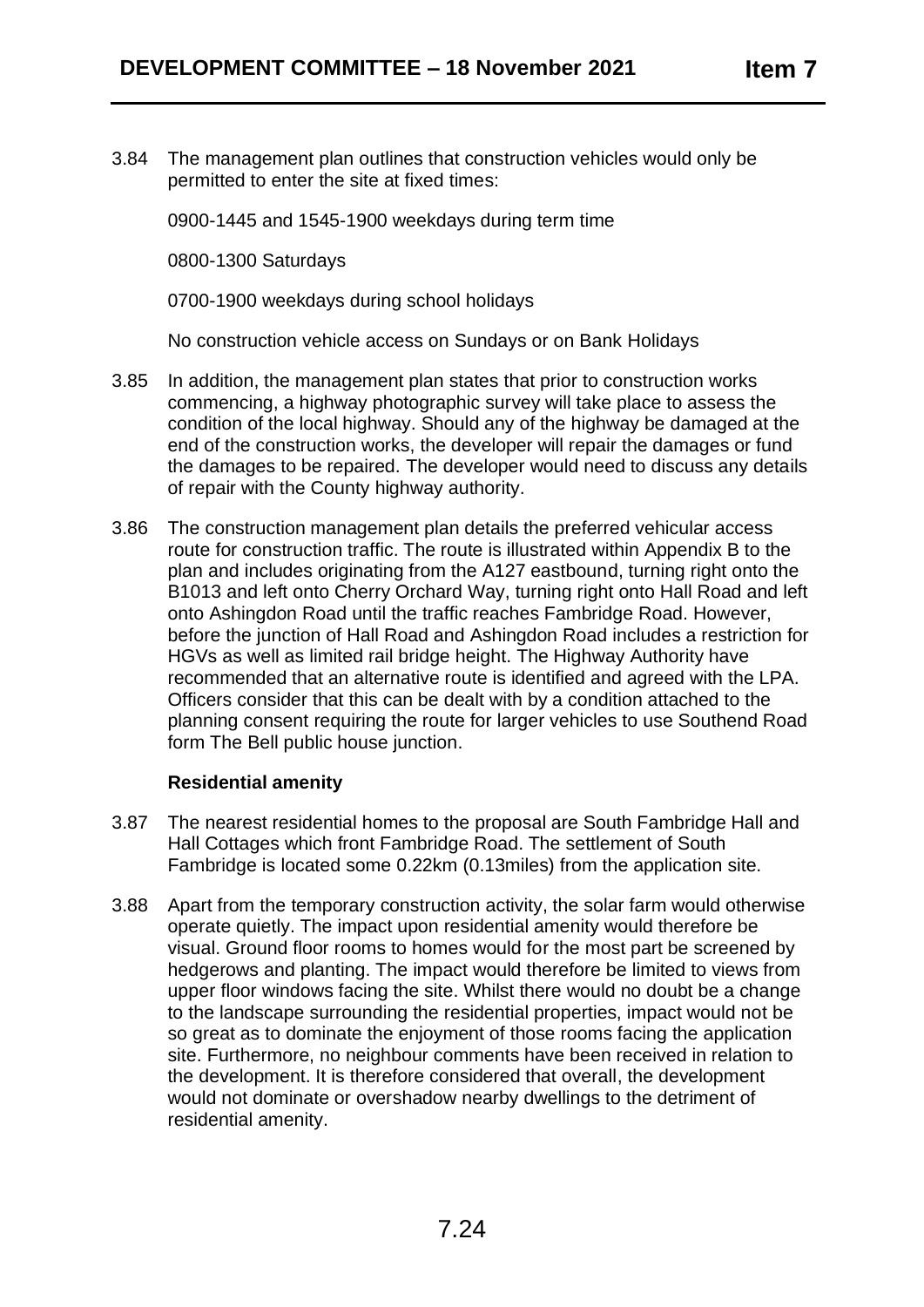3.84 The management plan outlines that construction vehicles would only be permitted to enter the site at fixed times:

0900-1445 and 1545-1900 weekdays during term time

0800-1300 Saturdays

0700-1900 weekdays during school holidays

No construction vehicle access on Sundays or on Bank Holidays

3.85 In addition, the management plan states that prior to construction works commencing, a highway photographic survey will take place to assess the condition of the local highway. Should any of the highway be damaged at the end of the construction works, the developer will repair the damages or fund the damages to be repaired. The developer would need to discuss any details of repair with the County highway authority.

3.86 The construction management plan details the preferred vehicular access route for construction traffic. The route is illustrated within Appendix B to the plan and includes originating from the A127 eastbound, turning right onto the B1013 and left onto Cherry Orchard Way, turning right onto Hall Road and left onto Ashingdon Road until the traffic reaches Fambridge Road. However, before the junction of Hall Road and Ashingdon Road includes a restriction for HGVs as well as limited rail bridge height. The Highway Authority have recommended that an alternative route is identified and agreed with the LPA. Officers consider that this can be dealt with by a condition attached to the planning consent requiring the route for larger vehicles to use Southend Road form The Bell public house junction.

**Residential amenity**

3.87 The nearest residential homes to the proposal are South Fambridge Hall and Hall Cottages which front Fambridge Road. The settlement of South Fambridge is located some 0.22km (0.13miles) from the application site.

3.88 Apart from the temporary construction activity, the solar farm would otherwise operate quietly. The impact upon residential amenity would therefore be visual. Ground floor rooms to homes would for the most part be screened by hedgerows and planting. The impact would therefore be limited to views from upper floor windows facing the site. Whilst there would no doubt be a change to the landscape surrounding the residential properties, impact would not be so great as to dominate the enjoyment of those rooms facing the application site. Furthermore, no neighbour comments have been received in relation to the development. It is therefore considered that overall, the development would not dominate or overshadow nearby dwellings to the detriment of residential amenity.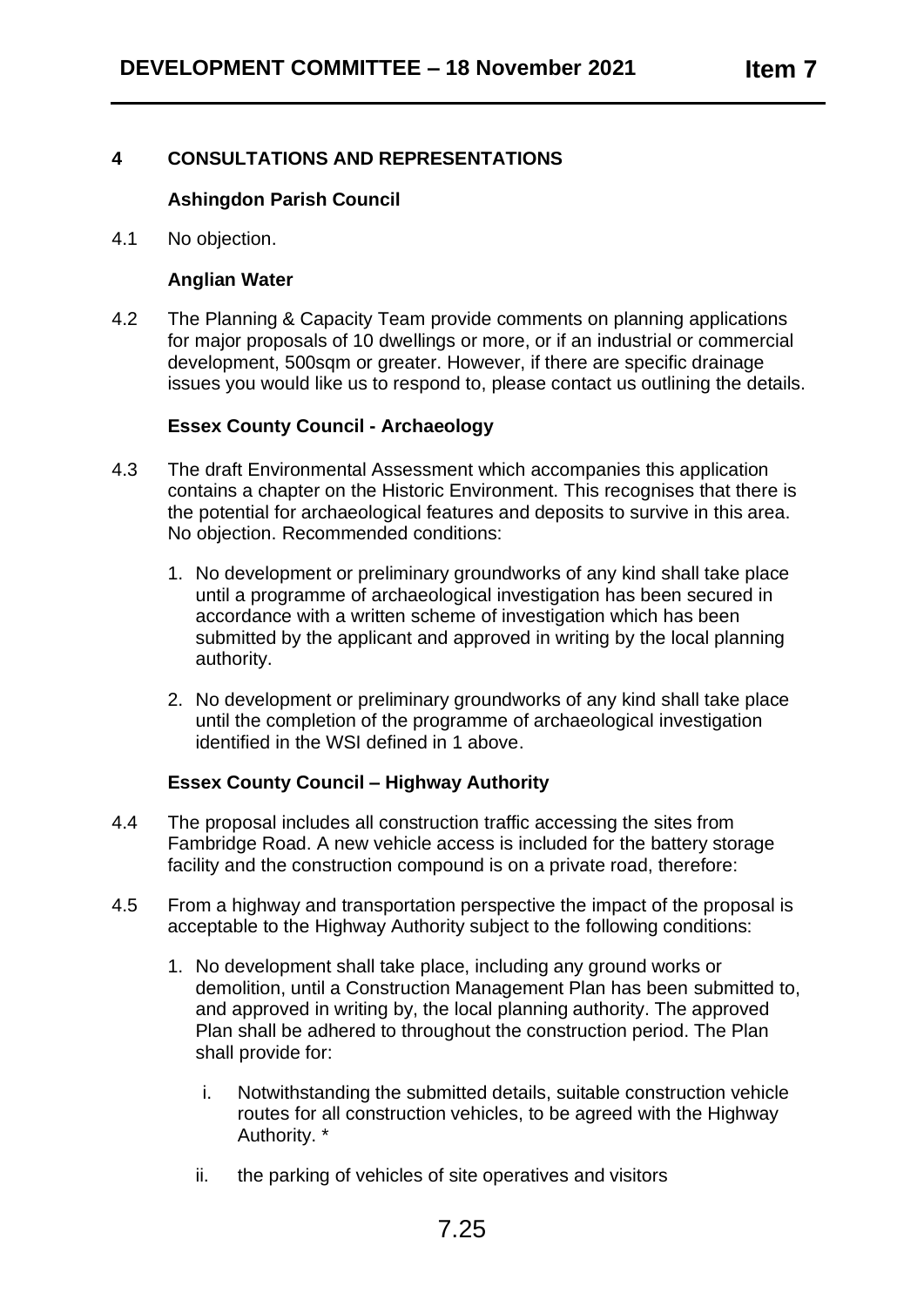## 4 CONSULTATIONS AND REPRESENTATIONS

### Ashingdon Parish Council

4.1 No objection.

### Anglian Water

4.2 The Planning & Capacity Team provide comments on planning applications for major proposals of 10 dwellings or more, or if an industrial or commercial development, 500sqm or greater. However, if there are specific drainage issues you would like us to respond to, please contact us outlining the details.

### Essex County Council - Archaeology

4.3 The draft Environmental Assessment which accompanies this application contains a chapter on the Historic Environment. This recognises that there is the potential for archaeological features and deposits to survive in this area. No objection. Recommended conditions:

1. No development or preliminary groundworks of any kind shall take place until a programme of archaeological investigation has been secured in accordance with a written scheme of investigation which has been submitted by the applicant and approved in writing by the local planning authority.

2. No development or preliminary groundworks of any kind shall take place until the completion of the programme of archaeological investigation identified in the WSI defined in 1 above.

### Essex County Council – Highway Authority

4.4 The proposal includes all construction traffic accessing the sites from Fambridge Road. A new vehicle access is included for the battery storage facility and the construction compound is on a private road, therefore:

4.5 From a highway and transportation perspective the impact of the proposal is acceptable to the Highway Authority subject to the following conditions:

1. No development shall take place, including any ground works or demolition, until a Construction Management Plan has been submitted to, and approved in writing by, the local planning authority. The approved Plan shall be adhered to throughout the construction period. The Plan shall provide for:

   i. Notwithstanding the submitted details, suitable construction vehicle routes for all construction vehicles, to be agreed with the Highway Authority. *

   ii. the parking of vehicles of site operatives and visitors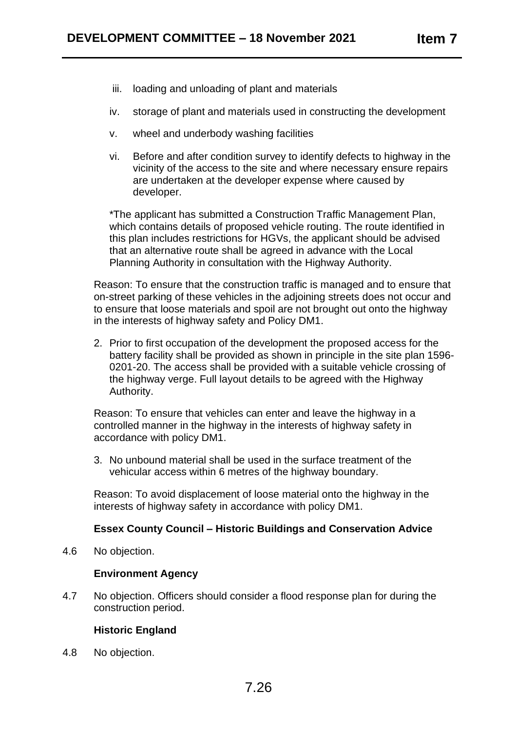iii. loading and unloading of plant and materials

iv. storage of plant and materials used in constructing the development

v. wheel and underbody washing facilities

vi. Before and after condition survey to identify defects to highway in the vicinity of the access to the site and where necessary ensure repairs are undertaken at the developer expense where caused by developer.

*The applicant has submitted a Construction Traffic Management Plan, which contains details of proposed vehicle routing. The route identified in this plan includes restrictions for HGVs, the applicant should be advised that an alternative route shall be agreed in advance with the Local Planning Authority in consultation with the Highway Authority.

Reason: To ensure that the construction traffic is managed and to ensure that on-street parking of these vehicles in the adjoining streets does not occur and to ensure that loose materials and spoil are not brought out onto the highway in the interests of highway safety and Policy DM1.

2. Prior to first occupation of the development the proposed access for the battery facility shall be provided as shown in principle in the site plan 1596-0201-20. The access shall be provided with a suitable vehicle crossing of the highway verge. Full layout details to be agreed with the Highway Authority.

Reason: To ensure that vehicles can enter and leave the highway in a controlled manner in the highway in the interests of highway safety in accordance with policy DM1.

3. No unbound material shall be used in the surface treatment of the vehicular access within 6 metres of the highway boundary.

Reason: To avoid displacement of loose material onto the highway in the interests of highway safety in accordance with policy DM1.

**Essex County Council – Historic Buildings and Conservation Advice**

4.6 No objection.

**Environment Agency**

4.7 No objection. Officers should consider a flood response plan for during the construction period.

**Historic England**

4.8 No objection.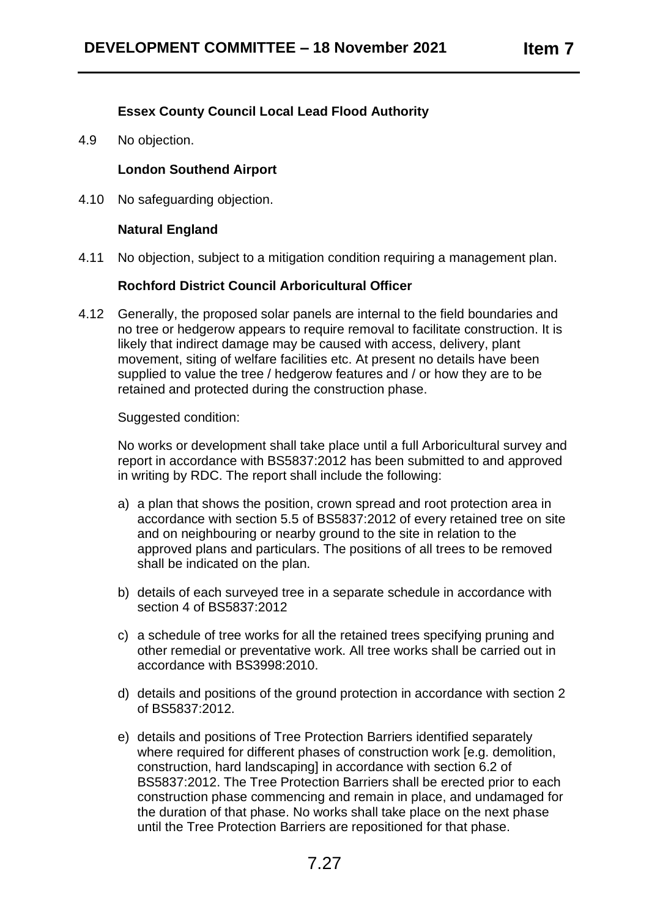**Essex County Council Local Lead Flood Authority**

4.9 No objection.

**London Southend Airport**

4.10 No safeguarding objection.

**Natural England**

4.11 No objection, subject to a mitigation condition requiring a management plan.

**Rochford District Council Arboricultural Officer**

4.12 Generally, the proposed solar panels are internal to the field boundaries and no tree or hedgerow appears to require removal to facilitate construction. It is likely that indirect damage may be caused with access, delivery, plant movement, siting of welfare facilities etc. At present no details have been supplied to value the tree / hedgerow features and / or how they are to be retained and protected during the construction phase.

Suggested condition:

No works or development shall take place until a full Arboricultural survey and report in accordance with BS5837:2012 has been submitted to and approved in writing by RDC. The report shall include the following:

a) a plan that shows the position, crown spread and root protection area in accordance with section 5.5 of BS5837:2012 of every retained tree on site and on neighbouring or nearby ground to the site in relation to the approved plans and particulars. The positions of all trees to be removed shall be indicated on the plan.

b) details of each surveyed tree in a separate schedule in accordance with section 4 of BS5837:2012

c) a schedule of tree works for all the retained trees specifying pruning and other remedial or preventative work. All tree works shall be carried out in accordance with BS3998:2010.

d) details and positions of the ground protection in accordance with section 2 of BS5837:2012.

e) details and positions of Tree Protection Barriers identified separately where required for different phases of construction work [e.g. demolition, construction, hard landscaping] in accordance with section 6.2 of BS5837:2012. The Tree Protection Barriers shall be erected prior to each construction phase commencing and remain in place, and undamaged for the duration of that phase. No works shall take place on the next phase until the Tree Protection Barriers are repositioned for that phase.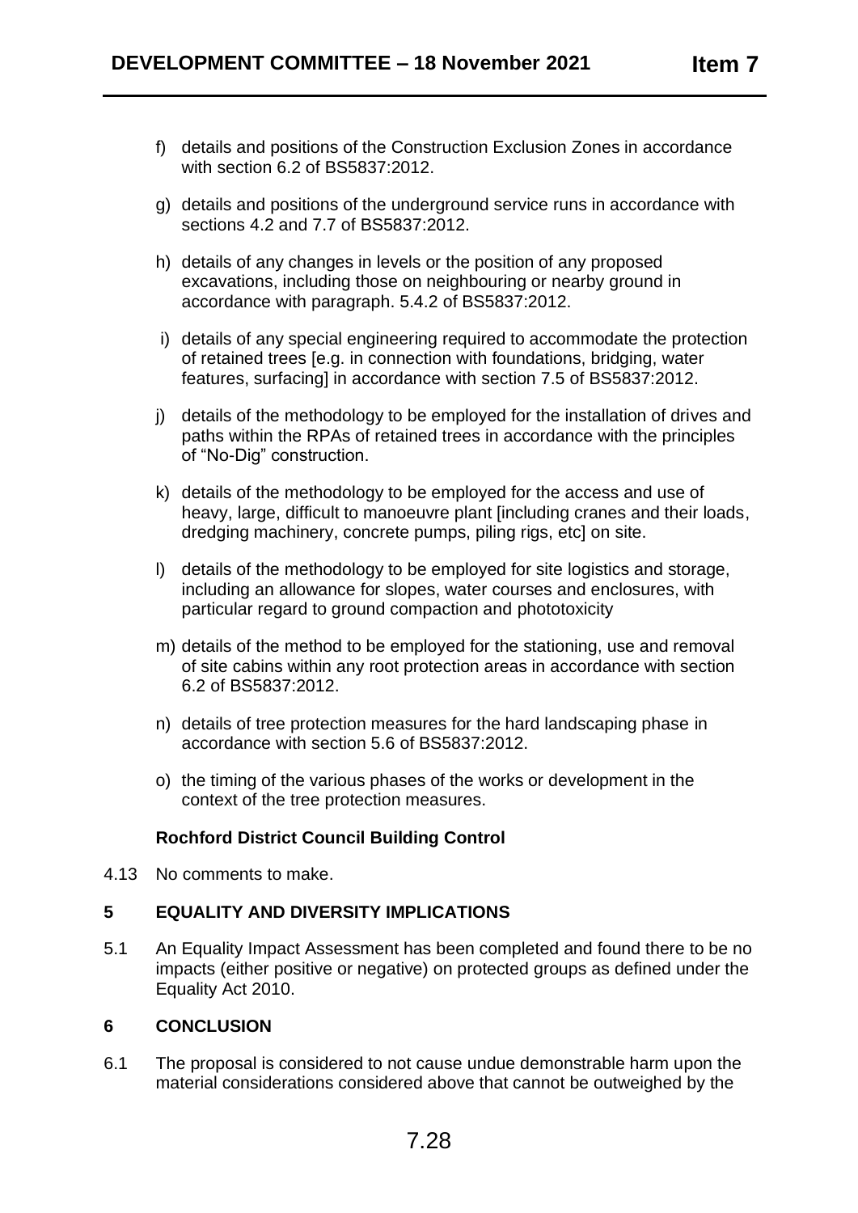f) details and positions of the Construction Exclusion Zones in accordance with section 6.2 of BS5837:2012.

g) details and positions of the underground service runs in accordance with sections 4.2 and 7.7 of BS5837:2012.

h) details of any changes in levels or the position of any proposed excavations, including those on neighbouring or nearby ground in accordance with paragraph. 5.4.2 of BS5837:2012.

i) details of any special engineering required to accommodate the protection of retained trees [e.g. in connection with foundations, bridging, water features, surfacing] in accordance with section 7.5 of BS5837:2012.

j) details of the methodology to be employed for the installation of drives and paths within the RPAs of retained trees in accordance with the principles of "No-Dig" construction.

k) details of the methodology to be employed for the access and use of heavy, large, difficult to manoeuvre plant [including cranes and their loads, dredging machinery, concrete pumps, piling rigs, etc] on site.

l) details of the methodology to be employed for site logistics and storage, including an allowance for slopes, water courses and enclosures, with particular regard to ground compaction and phototoxicity

m) details of the method to be employed for the stationing, use and removal of site cabins within any root protection areas in accordance with section 6.2 of BS5837:2012.

n) details of tree protection measures for the hard landscaping phase in accordance with section 5.6 of BS5837:2012.

o) the timing of the various phases of the works or development in the context of the tree protection measures.

**Rochford District Council Building Control**

4.13 No comments to make.

## 5 EQUALITY AND DIVERSITY IMPLICATIONS

5.1 An Equality Impact Assessment has been completed and found there to be no impacts (either positive or negative) on protected groups as defined under the Equality Act 2010.

## 6 CONCLUSION

6.1 The proposal is considered to not cause undue demonstrable harm upon the material considerations considered above that cannot be outweighed by the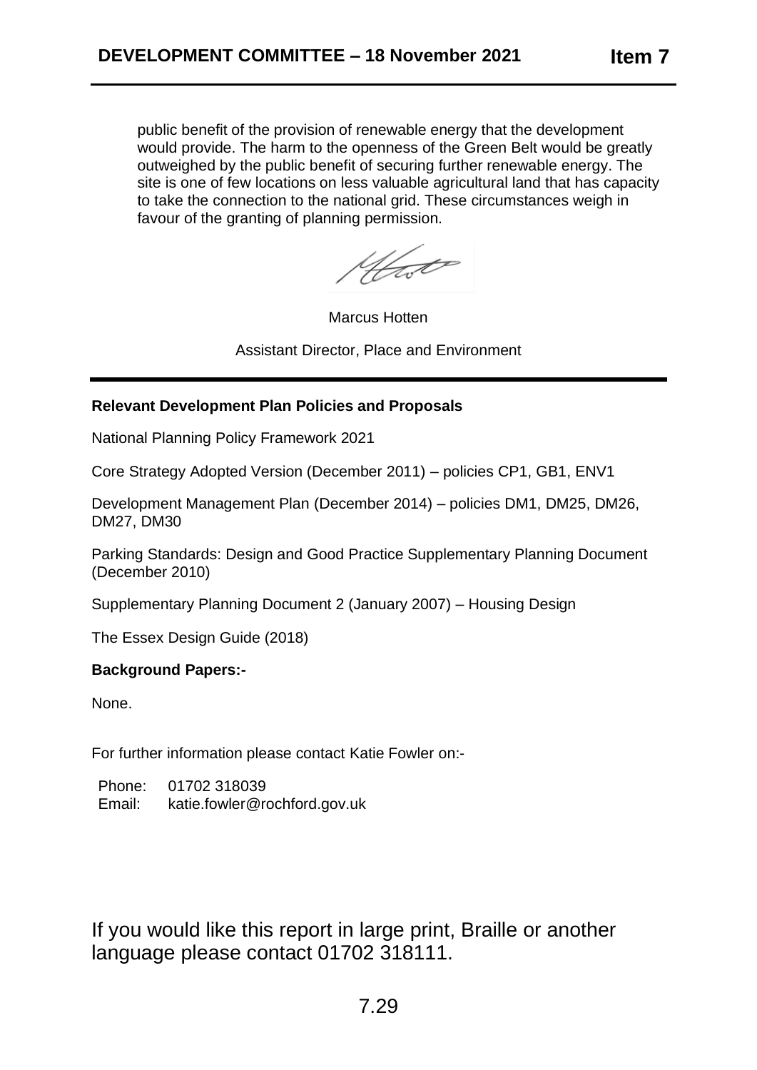public benefit of the provision of renewable energy that the development would provide. The harm to the openness of the Green Belt would be greatly outweighed by the public benefit of securing further renewable energy. The site is one of few locations on less valuable agricultural land that has capacity to take the connection to the national grid. These circumstances weigh in favour of the granting of planning permission.

Marcus Hotten

Assistant Director, Place and Environment

**Relevant Development Plan Policies and Proposals**

National Planning Policy Framework 2021

Core Strategy Adopted Version (December 2011) – policies CP1, GB1, ENV1

Development Management Plan (December 2014) – policies DM1, DM25, DM26, DM27, DM30

Parking Standards: Design and Good Practice Supplementary Planning Document (December 2010)

Supplementary Planning Document 2 (January 2007) – Housing Design

The Essex Design Guide (2018)

**Background Papers:-**

None.

For further information please contact Katie Fowler on:-

Phone: 01702 318039
Email: katie.fowler@rochford.gov.uk

If you would like this report in large print, Braille or another language please contact 01702 318111.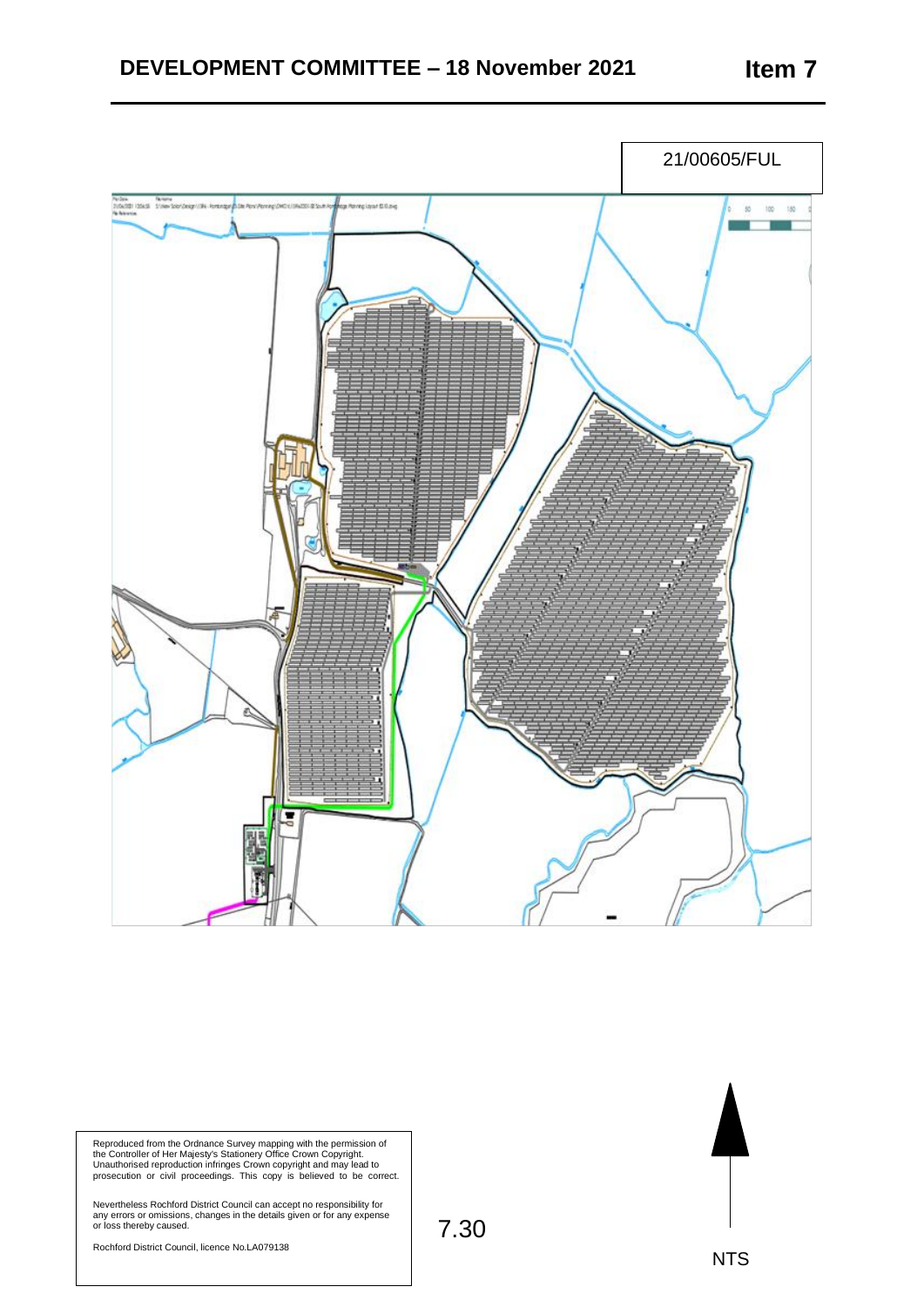# DEVELOPMENT COMMITTEE – 18 November 2021

**Item 7**

21/00605/FUL

Reproduced from the Ordnance Survey mapping with the permission of the Controller of Her Majesty's Stationery Office Crown Copyright. Unauthorised reproduction infringes Crown copyright and may lead to prosecution or civil proceedings. This copy is believed to be correct.

Nevertheless Rochford District Council can accept no responsibility for any errors or omissions, changes in the details given or for any expense or loss thereby caused.

Rochford District Council, licence No.LA079138

7.30

NTS